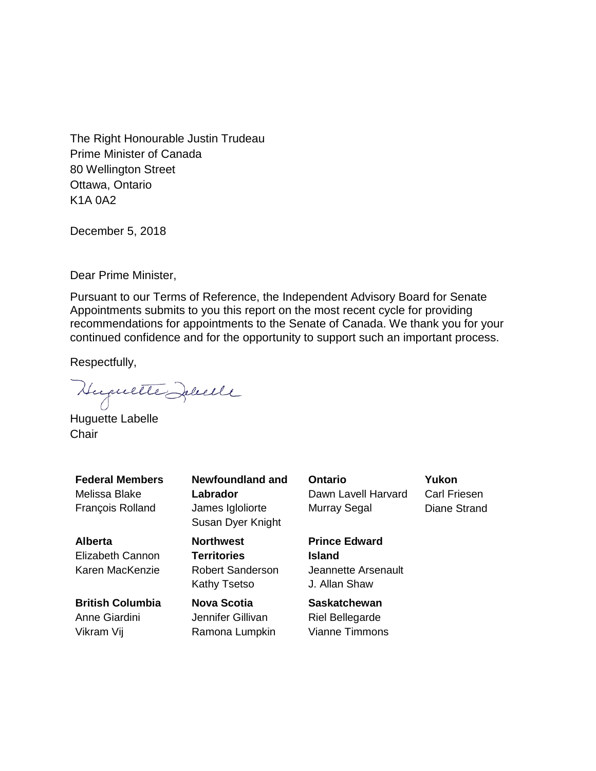The Right Honourable Justin Trudeau
Prime Minister of Canada
80 Wellington Street
Ottawa, Ontario
K1A 0A2

December 5, 2018

Dear Prime Minister,

Pursuant to our Terms of Reference, the Independent Advisory Board for Senate Appointments submits to you this report on the most recent cycle for providing recommendations for appointments to the Senate of Canada. We thank you for your continued confidence and for the opportunity to support such an important process.

Respectfully,

Huguette Labelle
Chair

**Federal Members**
Melissa Blake
François Rolland

**Alberta**
Elizabeth Cannon
Karen MacKenzie

**British Columbia**
Anne Giardini
Vikram Vij

**Newfoundland and Labrador**
James Igloliorte
Susan Dyer Knight

**Northwest Territories**
Robert Sanderson
Kathy Tsetso

**Nova Scotia**
Jennifer Gillivan
Ramona Lumpkin

**Ontario**
Dawn Lavell Harvard
Murray Segal

**Prince Edward Island**
Jeannette Arsenault
J. Allan Shaw

**Saskatchewan**
Riel Bellegarde
Vianne Timmons

**Yukon**
Carl Friesen
Diane Strand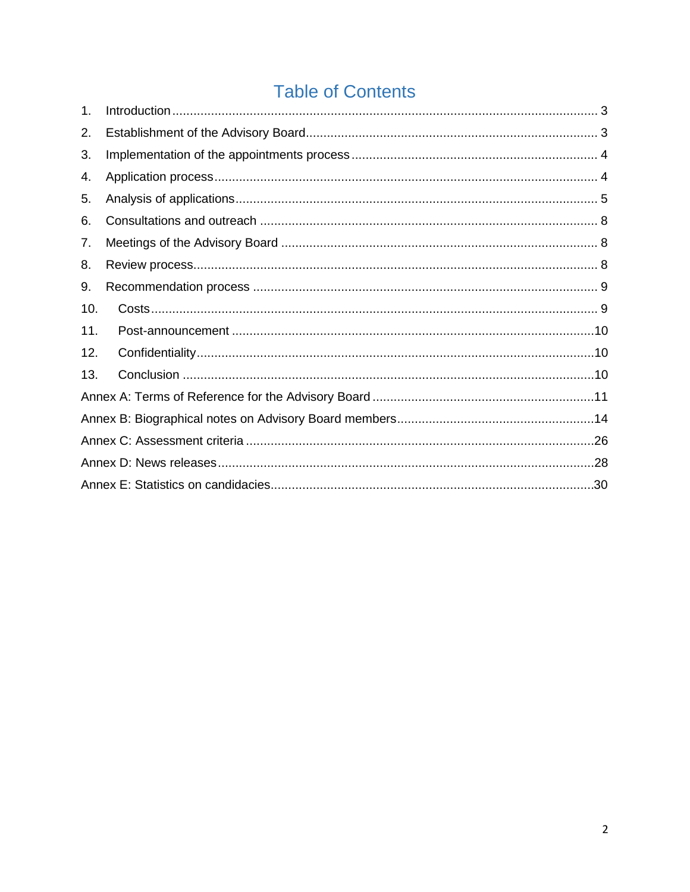# Table of Contents

1. Introduction ........................................................................................................................ 3
2. Establishment of the Advisory Board .................................................................................. 3
3. Implementation of the appointments process ...................................................................... 4
4. Application process ............................................................................................................ 4
5. Analysis of applications ...................................................................................................... 5
6. Consultations and outreach ................................................................................................ 8
7. Meetings of the Advisory Board ......................................................................................... 8
8. Review process .................................................................................................................. 8
9. Recommendation process ................................................................................................. 9
10. Costs ............................................................................................................................... 9
11. Post-announcement ....................................................................................................... 10
12. Confidentiality ................................................................................................................ 10
13. Conclusion .................................................................................................................... 10

Annex A: Terms of Reference for the Advisory Board ............................................................ 11

Annex B: Biographical notes on Advisory Board members ..................................................... 14

Annex C: Assessment criteria ................................................................................................ 26

Annex D: News releases ........................................................................................................ 28

Annex E: Statistics on candidacies ......................................................................................... 30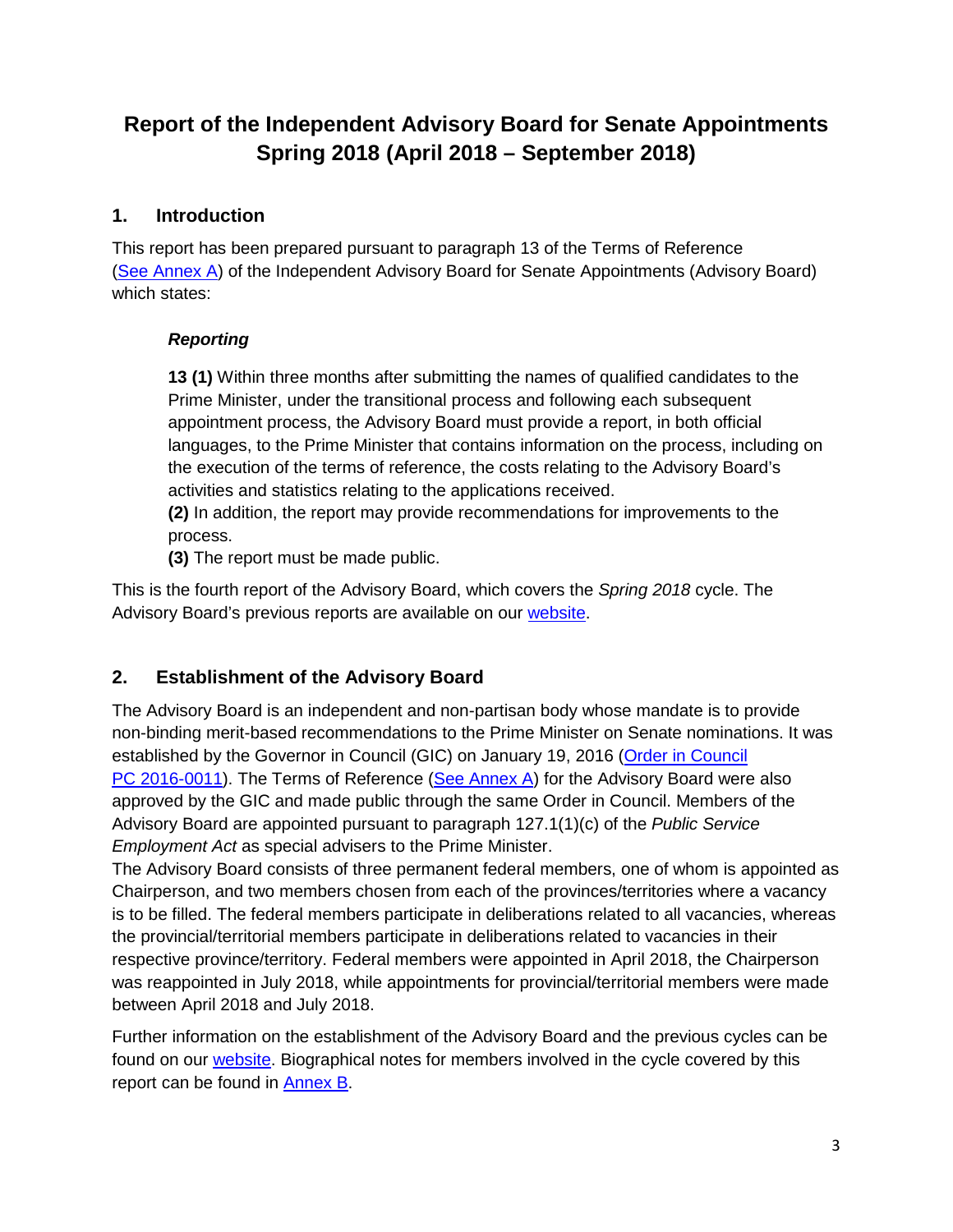# Report of the Independent Advisory Board for Senate Appointments Spring 2018 (April 2018 – September 2018)

## 1. Introduction

This report has been prepared pursuant to paragraph 13 of the Terms of Reference (See Annex A) of the Independent Advisory Board for Senate Appointments (Advisory Board) which states:

> ***Reporting***
>
> **13 (1)** Within three months after submitting the names of qualified candidates to the Prime Minister, under the transitional process and following each subsequent appointment process, the Advisory Board must provide a report, in both official languages, to the Prime Minister that contains information on the process, including on the execution of the terms of reference, the costs relating to the Advisory Board's activities and statistics relating to the applications received.
>
> **(2)** In addition, the report may provide recommendations for improvements to the process.
>
> **(3)** The report must be made public.

This is the fourth report of the Advisory Board, which covers the *Spring 2018* cycle. The Advisory Board's previous reports are available on our website.

## 2. Establishment of the Advisory Board

The Advisory Board is an independent and non-partisan body whose mandate is to provide non-binding merit-based recommendations to the Prime Minister on Senate nominations. It was established by the Governor in Council (GIC) on January 19, 2016 (Order in Council PC 2016-0011). The Terms of Reference (See Annex A) for the Advisory Board were also approved by the GIC and made public through the same Order in Council. Members of the Advisory Board are appointed pursuant to paragraph 127.1(1)(c) of the *Public Service Employment Act* as special advisers to the Prime Minister.

The Advisory Board consists of three permanent federal members, one of whom is appointed as Chairperson, and two members chosen from each of the provinces/territories where a vacancy is to be filled. The federal members participate in deliberations related to all vacancies, whereas the provincial/territorial members participate in deliberations related to vacancies in their respective province/territory. Federal members were appointed in April 2018, the Chairperson was reappointed in July 2018, while appointments for provincial/territorial members were made between April 2018 and July 2018.

Further information on the establishment of the Advisory Board and the previous cycles can be found on our website. Biographical notes for members involved in the cycle covered by this report can be found in Annex B.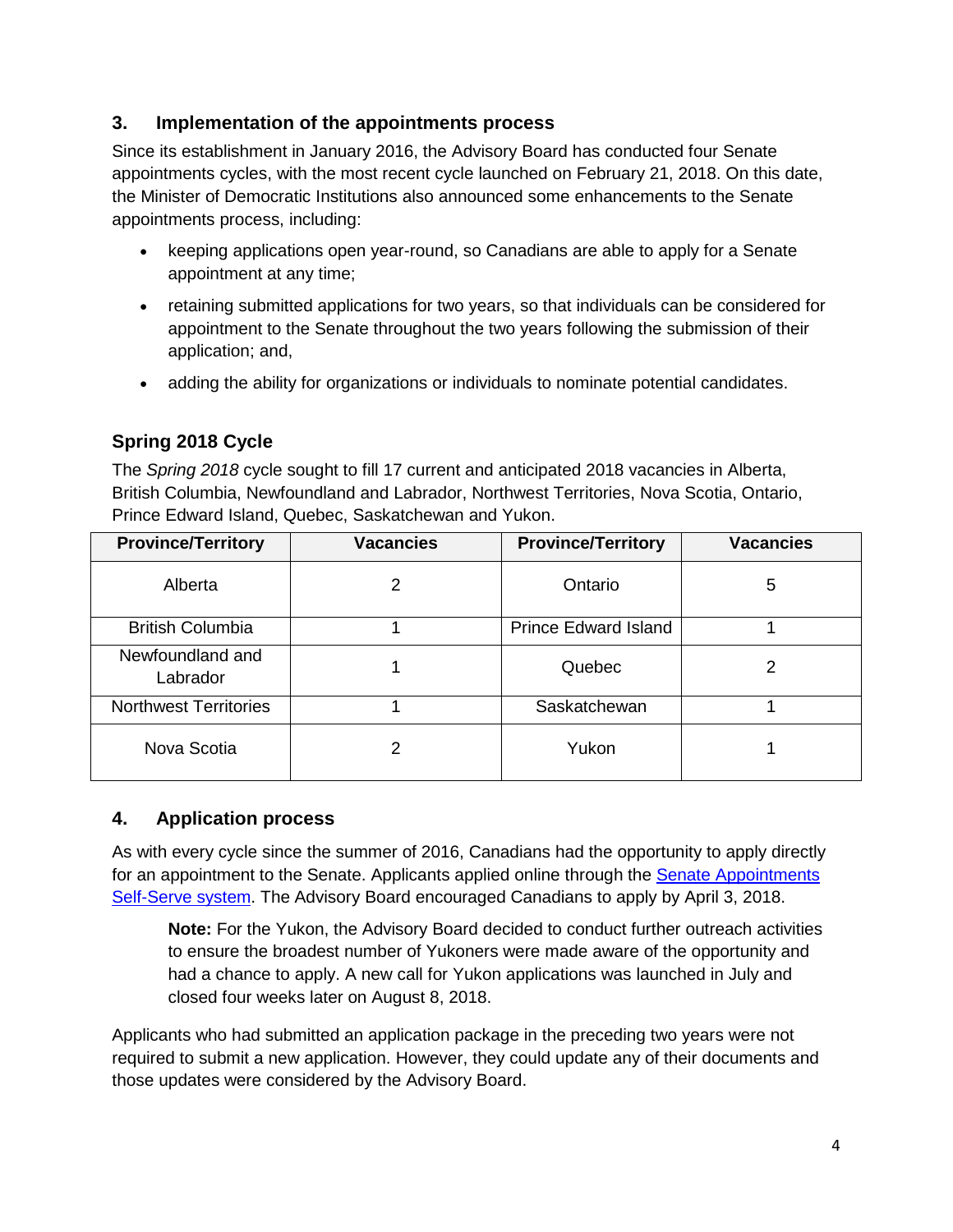## 3. Implementation of the appointments process

Since its establishment in January 2016, the Advisory Board has conducted four Senate appointments cycles, with the most recent cycle launched on February 21, 2018. On this date, the Minister of Democratic Institutions also announced some enhancements to the Senate appointments process, including:

- keeping applications open year-round, so Canadians are able to apply for a Senate appointment at any time;
- retaining submitted applications for two years, so that individuals can be considered for appointment to the Senate throughout the two years following the submission of their application; and,
- adding the ability for organizations or individuals to nominate potential candidates.

### Spring 2018 Cycle

The *Spring 2018* cycle sought to fill 17 current and anticipated 2018 vacancies in Alberta, British Columbia, Newfoundland and Labrador, Northwest Territories, Nova Scotia, Ontario, Prince Edward Island, Quebec, Saskatchewan and Yukon.

| Province/Territory | Vacancies | Province/Territory | Vacancies |
|---|---|---|---|
| Alberta | 2 | Ontario | 5 |
| British Columbia | 1 | Prince Edward Island | 1 |
| Newfoundland and Labrador | 1 | Quebec | 2 |
| Northwest Territories | 1 | Saskatchewan | 1 |
| Nova Scotia | 2 | Yukon | 1 |

## 4. Application process

As with every cycle since the summer of 2016, Canadians had the opportunity to apply directly for an appointment to the Senate. Applicants applied online through the Senate Appointments Self-Serve system. The Advisory Board encouraged Canadians to apply by April 3, 2018.

> **Note:** For the Yukon, the Advisory Board decided to conduct further outreach activities to ensure the broadest number of Yukoners were made aware of the opportunity and had a chance to apply. A new call for Yukon applications was launched in July and closed four weeks later on August 8, 2018.

Applicants who had submitted an application package in the preceding two years were not required to submit a new application. However, they could update any of their documents and those updates were considered by the Advisory Board.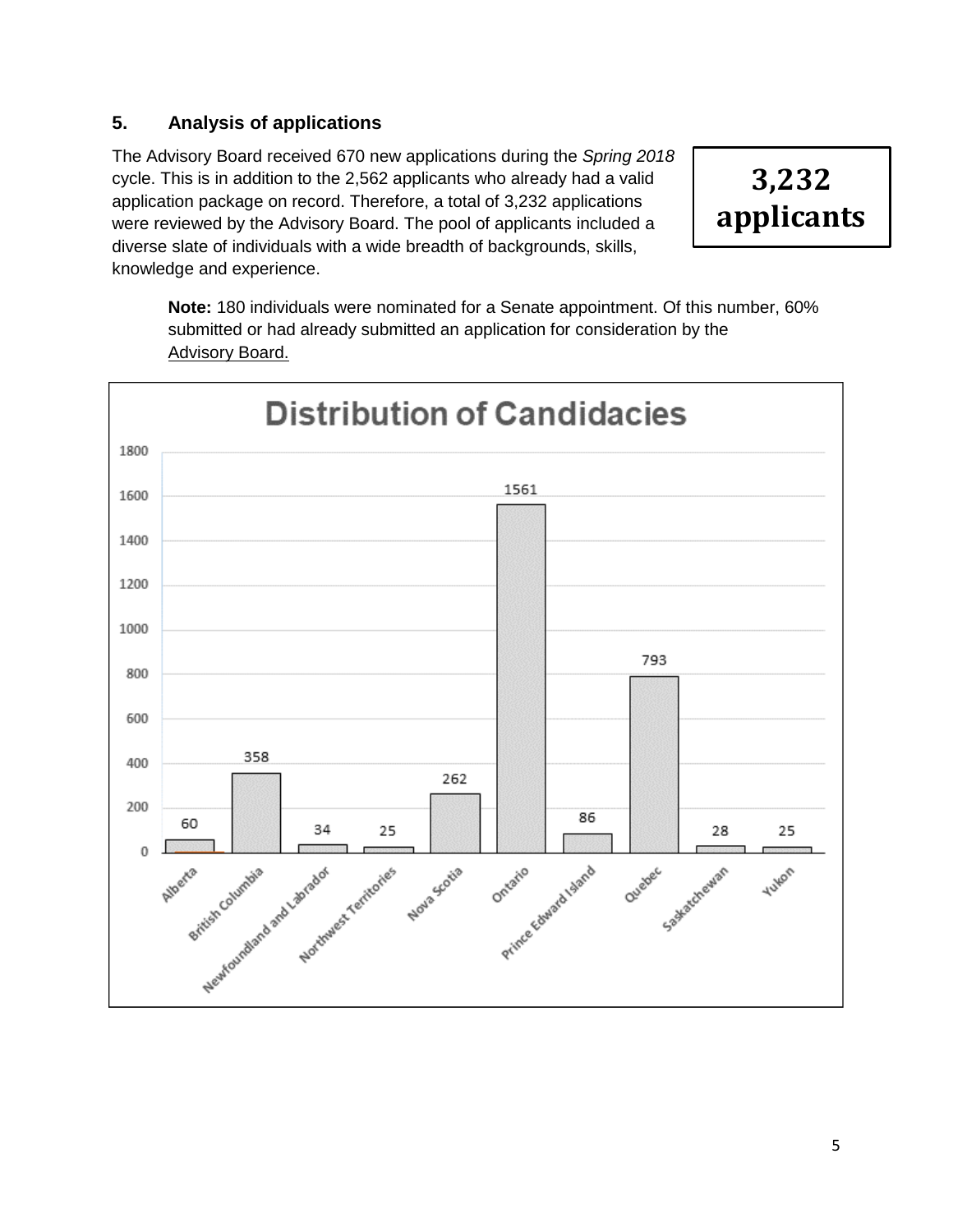## 5. Analysis of applications

The Advisory Board received 670 new applications during the *Spring 2018* cycle. This is in addition to the 2,562 applicants who already had a valid application package on record. Therefore, a total of 3,232 applications were reviewed by the Advisory Board. The pool of applicants included a diverse slate of individuals with a wide breadth of backgrounds, skills, knowledge and experience.

**3,232 applicants**

> **Note:** 180 individuals were nominated for a Senate appointment. Of this number, 60% submitted or had already submitted an application for consideration by the Advisory Board.

**Distribution of Candidacies**

| Province/Territory | Candidacies |
| --- | --- |
| Alberta | 60 |
| British Columbia | 358 |
| Newfoundland and Labrador | 34 |
| Northwest Territories | 25 |
| Nova Scotia | 262 |
| Ontario | 1561 |
| Prince Edward Island | 86 |
| Quebec | 793 |
| Saskatchewan | 28 |
| Yukon | 25 |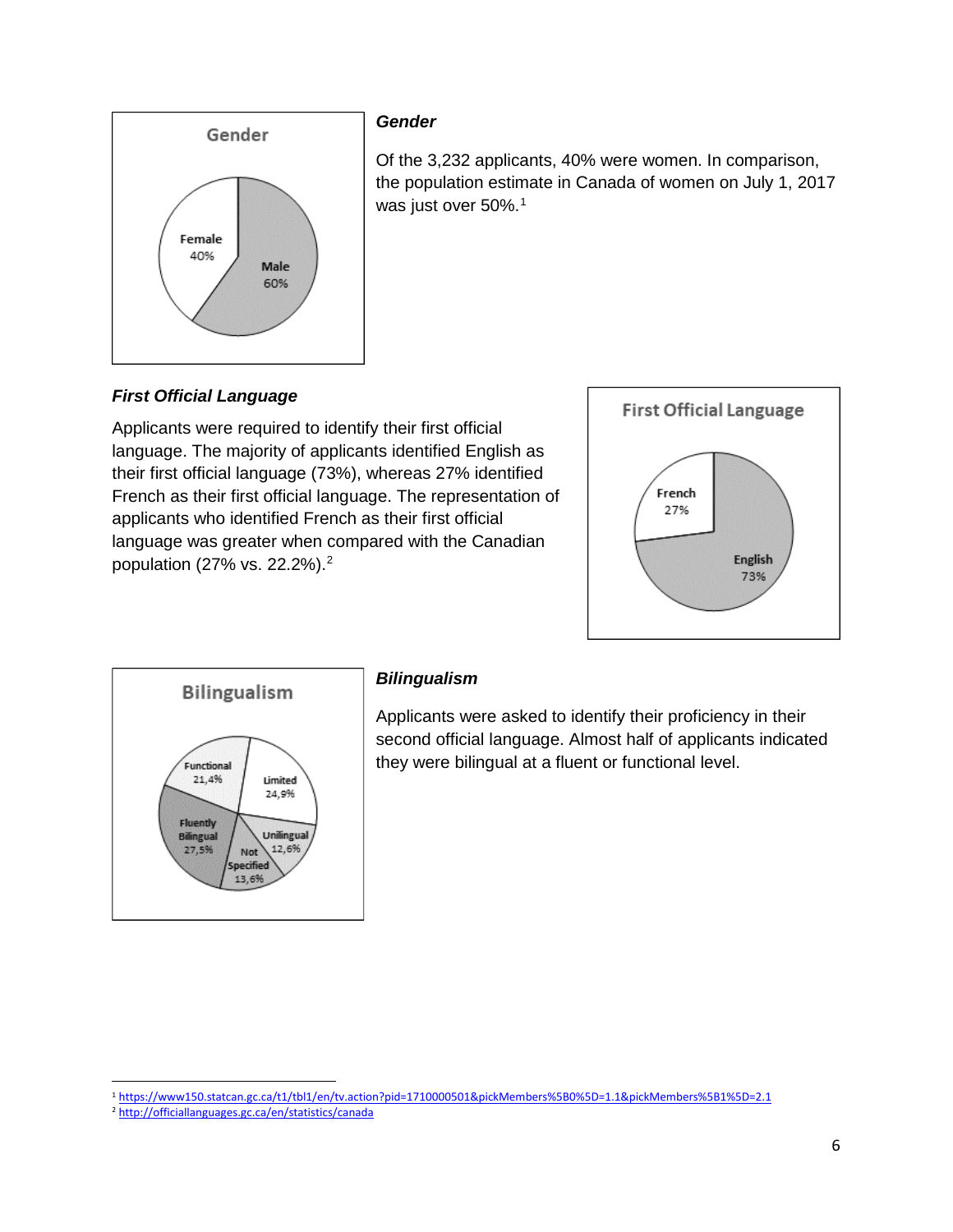Gender

Female 40%

Male 60%

### *Gender*

Of the 3,232 applicants, 40% were women. In comparison, the population estimate in Canada of women on July 1, 2017 was just over 50%.[1]

### *First Official Language*

Applicants were required to identify their first official language. The majority of applicants identified English as their first official language (73%), whereas 27% identified French as their first official language. The representation of applicants who identified French as their first official language was greater when compared with the Canadian population (27% vs. 22.2%).[2]

First Official Language

French 27%

English 73%

Bilingualism

Functional 21,4%

Limited 24,9%

Fluently Bilingual 27,5%

Not Specified 13,6%

Unilingual 12,6%

### *Bilingualism*

Applicants were asked to identify their proficiency in their second official language. Almost half of applicants indicated they were bilingual at a fluent or functional level.

[1] https://www150.statcan.gc.ca/t1/tbl1/en/tv.action?pid=1710000501&pickMembers%5B0%5D=1.1&pickMembers%5B1%5D=2.1

[2] http://officiallanguages.gc.ca/en/statistics/canada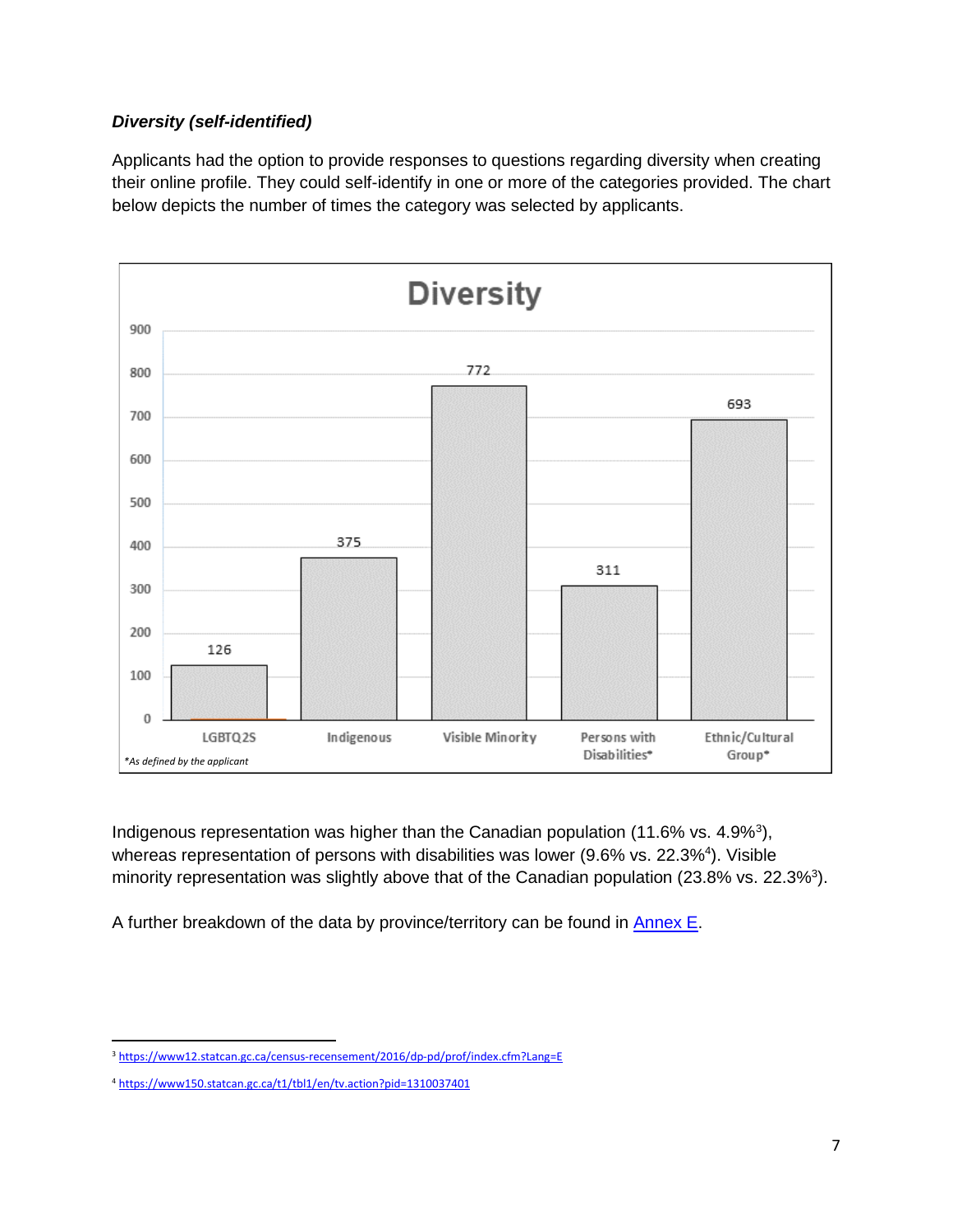***Diversity (self-identified)***

Applicants had the option to provide responses to questions regarding diversity when creating their online profile. They could self-identify in one or more of the categories provided. The chart below depicts the number of times the category was selected by applicants.

Diversity

900
800
700
600
500
400
300
200
100
0

126
375
772
311
693

LGBTQ2S
Indigenous
Visible Minority
Persons with Disabilities*
Ethnic/Cultural Group*

*As defined by the applicant*

Indigenous representation was higher than the Canadian population (11.6% vs. 4.9%[3]), whereas representation of persons with disabilities was lower (9.6% vs. 22.3%[4]). Visible minority representation was slightly above that of the Canadian population (23.8% vs. 22.3%[3]).

A further breakdown of the data by province/territory can be found in [Annex E](#).

---

[3] https://www12.statcan.gc.ca/census-recensement/2016/dp-pd/prof/index.cfm?Lang=E

[4] https://www150.statcan.gc.ca/t1/tbl1/en/tv.action?pid=1310037401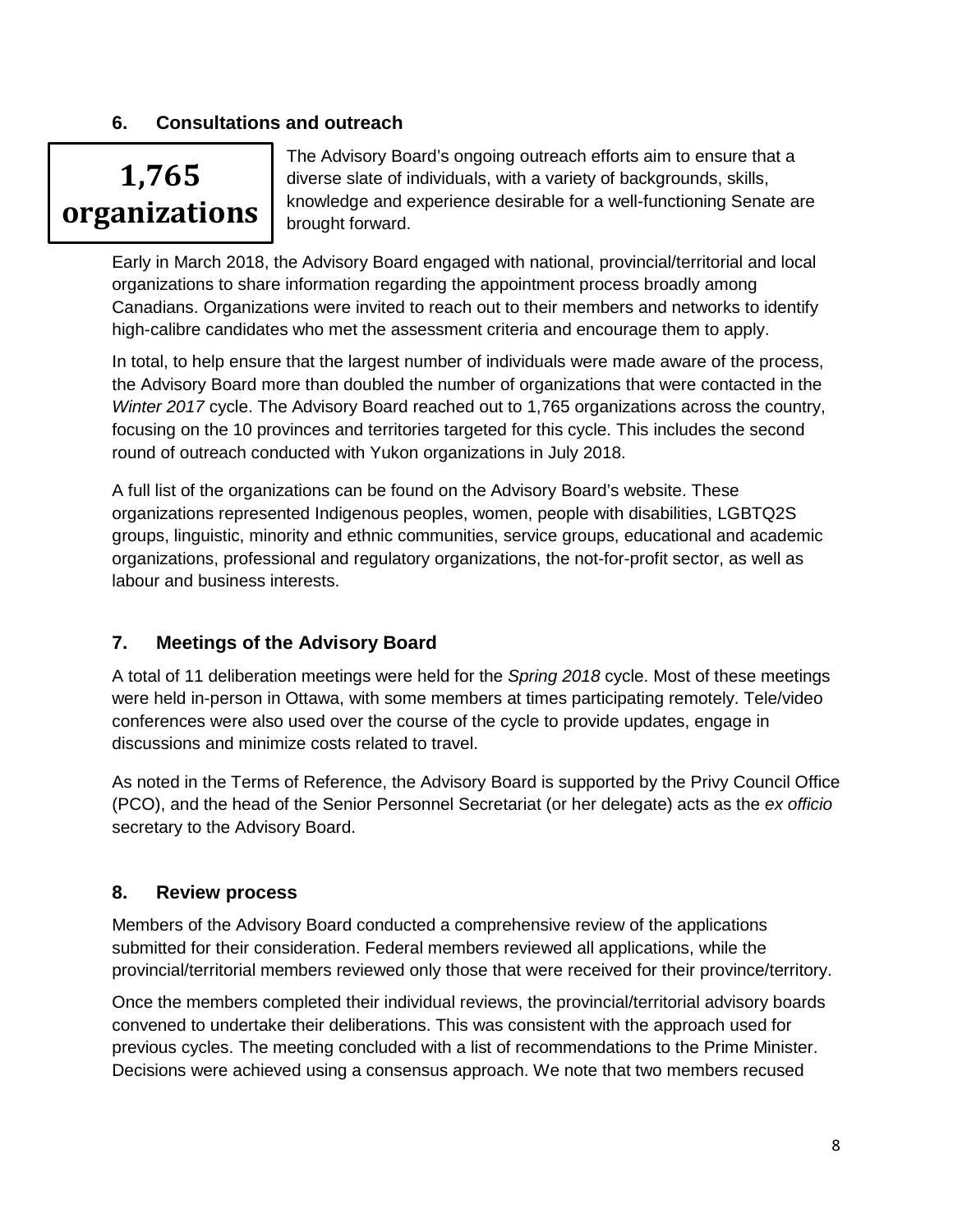## 6. Consultations and outreach

**1,765 organizations**

The Advisory Board's ongoing outreach efforts aim to ensure that a diverse slate of individuals, with a variety of backgrounds, skills, knowledge and experience desirable for a well-functioning Senate are brought forward.

Early in March 2018, the Advisory Board engaged with national, provincial/territorial and local organizations to share information regarding the appointment process broadly among Canadians. Organizations were invited to reach out to their members and networks to identify high-calibre candidates who met the assessment criteria and encourage them to apply.

In total, to help ensure that the largest number of individuals were made aware of the process, the Advisory Board more than doubled the number of organizations that were contacted in the *Winter 2017* cycle. The Advisory Board reached out to 1,765 organizations across the country, focusing on the 10 provinces and territories targeted for this cycle. This includes the second round of outreach conducted with Yukon organizations in July 2018.

A full list of the organizations can be found on the Advisory Board's website. These organizations represented Indigenous peoples, women, people with disabilities, LGBTQ2S groups, linguistic, minority and ethnic communities, service groups, educational and academic organizations, professional and regulatory organizations, the not-for-profit sector, as well as labour and business interests.

## 7. Meetings of the Advisory Board

A total of 11 deliberation meetings were held for the *Spring 2018* cycle. Most of these meetings were held in-person in Ottawa, with some members at times participating remotely. Tele/video conferences were also used over the course of the cycle to provide updates, engage in discussions and minimize costs related to travel.

As noted in the Terms of Reference, the Advisory Board is supported by the Privy Council Office (PCO), and the head of the Senior Personnel Secretariat (or her delegate) acts as the *ex officio* secretary to the Advisory Board.

## 8. Review process

Members of the Advisory Board conducted a comprehensive review of the applications submitted for their consideration. Federal members reviewed all applications, while the provincial/territorial members reviewed only those that were received for their province/territory.

Once the members completed their individual reviews, the provincial/territorial advisory boards convened to undertake their deliberations. This was consistent with the approach used for previous cycles. The meeting concluded with a list of recommendations to the Prime Minister. Decisions were achieved using a consensus approach. We note that two members recused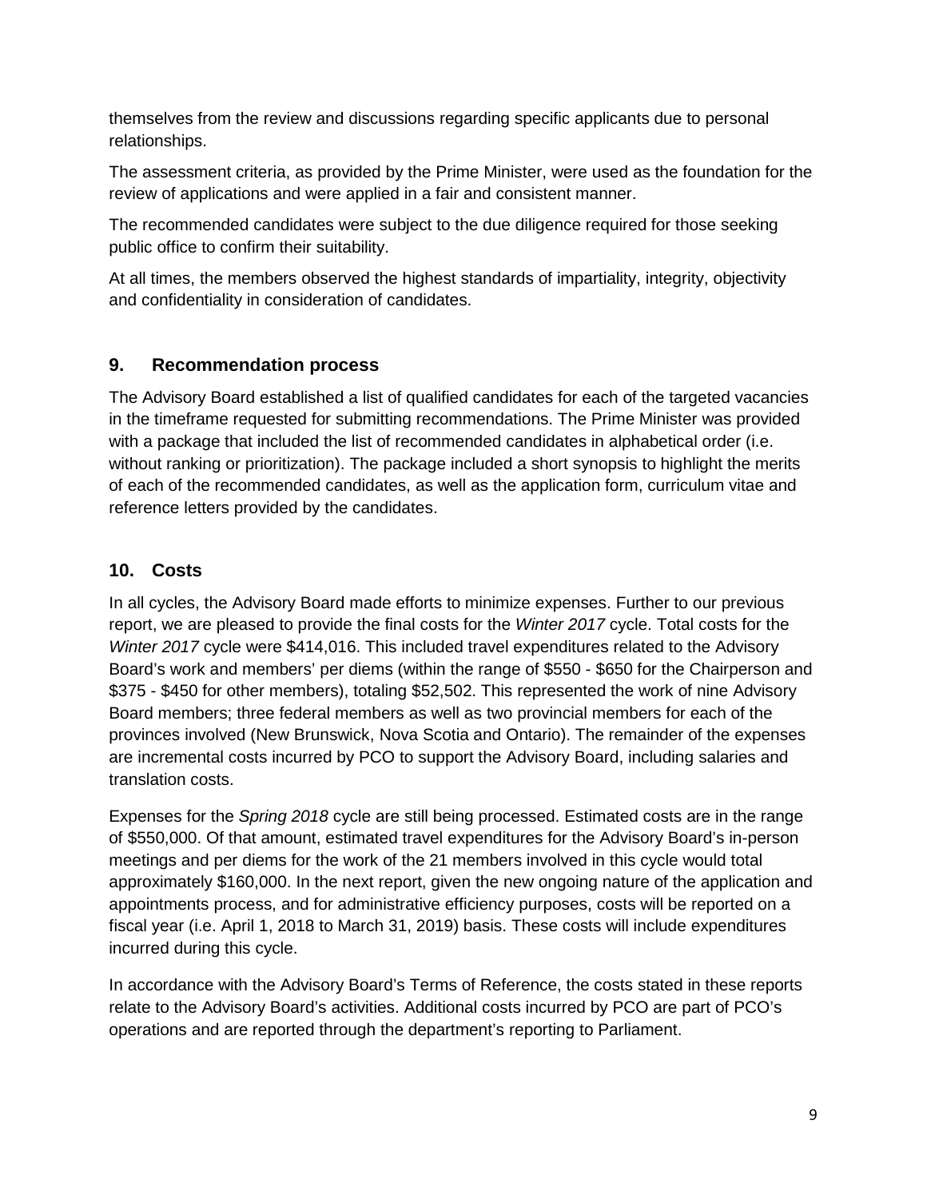themselves from the review and discussions regarding specific applicants due to personal relationships.

The assessment criteria, as provided by the Prime Minister, were used as the foundation for the review of applications and were applied in a fair and consistent manner.

The recommended candidates were subject to the due diligence required for those seeking public office to confirm their suitability.

At all times, the members observed the highest standards of impartiality, integrity, objectivity and confidentiality in consideration of candidates.

## 9. Recommendation process

The Advisory Board established a list of qualified candidates for each of the targeted vacancies in the timeframe requested for submitting recommendations. The Prime Minister was provided with a package that included the list of recommended candidates in alphabetical order (i.e. without ranking or prioritization). The package included a short synopsis to highlight the merits of each of the recommended candidates, as well as the application form, curriculum vitae and reference letters provided by the candidates.

## 10. Costs

In all cycles, the Advisory Board made efforts to minimize expenses. Further to our previous report, we are pleased to provide the final costs for the *Winter 2017* cycle. Total costs for the *Winter 2017* cycle were $414,016. This included travel expenditures related to the Advisory Board's work and members' per diems (within the range of $550 - $650 for the Chairperson and $375 - $450 for other members), totaling $52,502. This represented the work of nine Advisory Board members; three federal members as well as two provincial members for each of the provinces involved (New Brunswick, Nova Scotia and Ontario). The remainder of the expenses are incremental costs incurred by PCO to support the Advisory Board, including salaries and translation costs.

Expenses for the *Spring 2018* cycle are still being processed. Estimated costs are in the range of $550,000. Of that amount, estimated travel expenditures for the Advisory Board's in-person meetings and per diems for the work of the 21 members involved in this cycle would total approximately $160,000. In the next report, given the new ongoing nature of the application and appointments process, and for administrative efficiency purposes, costs will be reported on a fiscal year (i.e. April 1, 2018 to March 31, 2019) basis. These costs will include expenditures incurred during this cycle.

In accordance with the Advisory Board's Terms of Reference, the costs stated in these reports relate to the Advisory Board's activities. Additional costs incurred by PCO are part of PCO's operations and are reported through the department's reporting to Parliament.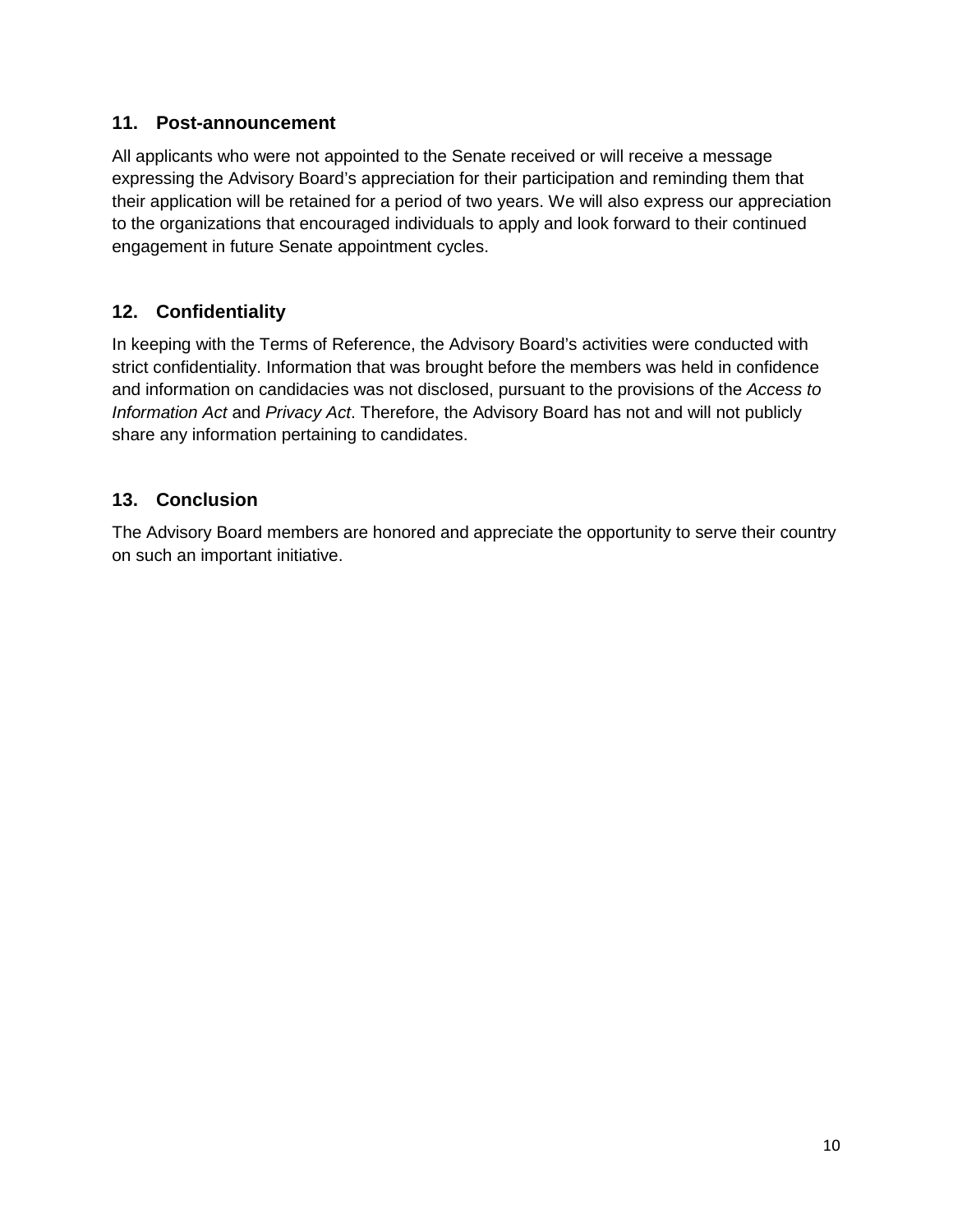## 11. Post-announcement

All applicants who were not appointed to the Senate received or will receive a message expressing the Advisory Board's appreciation for their participation and reminding them that their application will be retained for a period of two years. We will also express our appreciation to the organizations that encouraged individuals to apply and look forward to their continued engagement in future Senate appointment cycles.

## 12. Confidentiality

In keeping with the Terms of Reference, the Advisory Board's activities were conducted with strict confidentiality. Information that was brought before the members was held in confidence and information on candidacies was not disclosed, pursuant to the provisions of the *Access to Information Act* and *Privacy Act*. Therefore, the Advisory Board has not and will not publicly share any information pertaining to candidates.

## 13. Conclusion

The Advisory Board members are honored and appreciate the opportunity to serve their country on such an important initiative.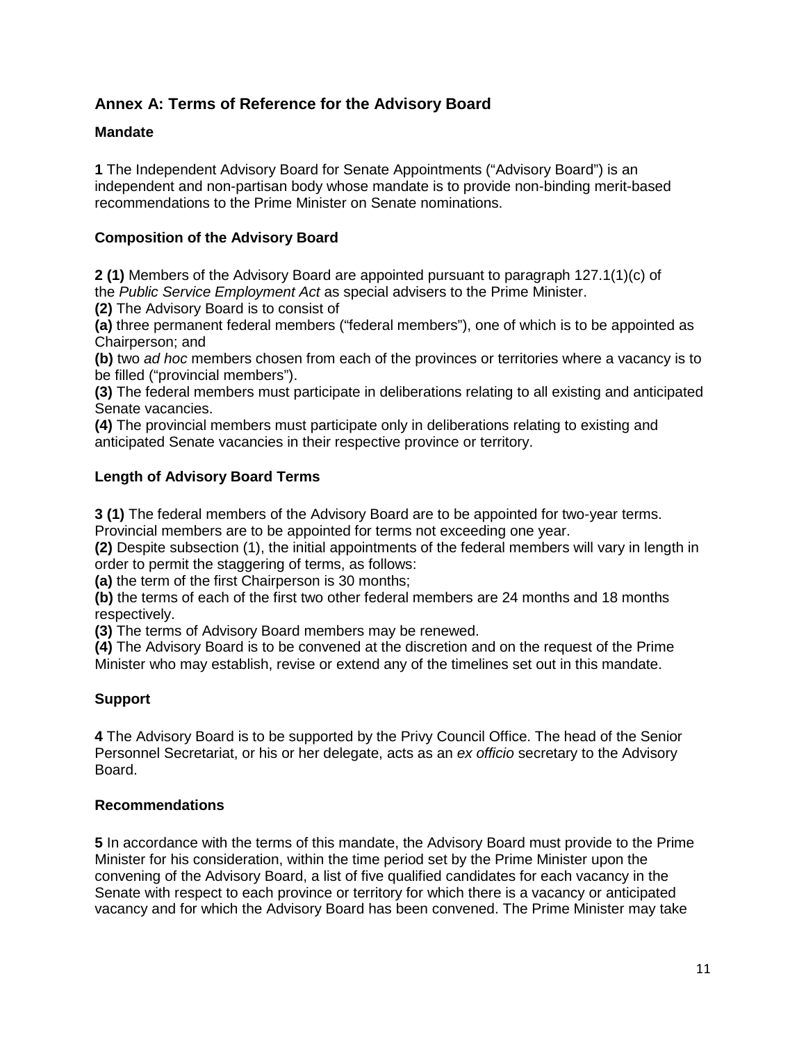## Annex A: Terms of Reference for the Advisory Board

### Mandate

**1** The Independent Advisory Board for Senate Appointments ("Advisory Board") is an independent and non-partisan body whose mandate is to provide non-binding merit-based recommendations to the Prime Minister on Senate nominations.

### Composition of the Advisory Board

**2 (1)** Members of the Advisory Board are appointed pursuant to paragraph 127.1(1)(c) of the *Public Service Employment Act* as special advisers to the Prime Minister.

**(2)** The Advisory Board is to consist of

**(a)** three permanent federal members ("federal members"), one of which is to be appointed as Chairperson; and

**(b)** two *ad hoc* members chosen from each of the provinces or territories where a vacancy is to be filled ("provincial members").

**(3)** The federal members must participate in deliberations relating to all existing and anticipated Senate vacancies.

**(4)** The provincial members must participate only in deliberations relating to existing and anticipated Senate vacancies in their respective province or territory.

### Length of Advisory Board Terms

**3 (1)** The federal members of the Advisory Board are to be appointed for two-year terms. Provincial members are to be appointed for terms not exceeding one year.

**(2)** Despite subsection (1), the initial appointments of the federal members will vary in length in order to permit the staggering of terms, as follows:

**(a)** the term of the first Chairperson is 30 months;

**(b)** the terms of each of the first two other federal members are 24 months and 18 months respectively.

**(3)** The terms of Advisory Board members may be renewed.

**(4)** The Advisory Board is to be convened at the discretion and on the request of the Prime Minister who may establish, revise or extend any of the timelines set out in this mandate.

### Support

**4** The Advisory Board is to be supported by the Privy Council Office. The head of the Senior Personnel Secretariat, or his or her delegate, acts as an *ex officio* secretary to the Advisory Board.

### Recommendations

**5** In accordance with the terms of this mandate, the Advisory Board must provide to the Prime Minister for his consideration, within the time period set by the Prime Minister upon the convening of the Advisory Board, a list of five qualified candidates for each vacancy in the Senate with respect to each province or territory for which there is a vacancy or anticipated vacancy and for which the Advisory Board has been convened. The Prime Minister may take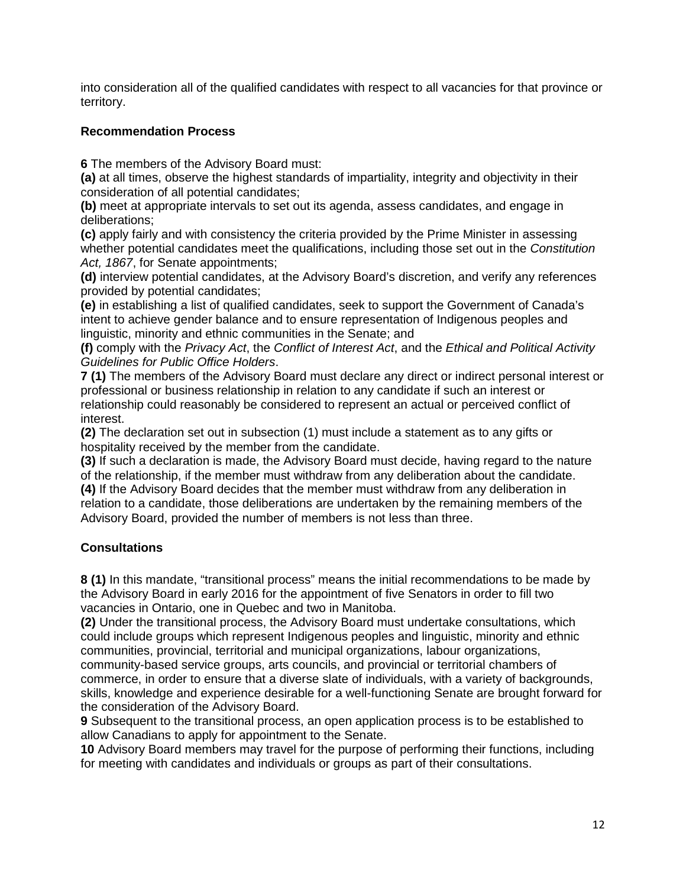into consideration all of the qualified candidates with respect to all vacancies for that province or territory.

**Recommendation Process**

**6** The members of the Advisory Board must:
**(a)** at all times, observe the highest standards of impartiality, integrity and objectivity in their consideration of all potential candidates;
**(b)** meet at appropriate intervals to set out its agenda, assess candidates, and engage in deliberations;
**(c)** apply fairly and with consistency the criteria provided by the Prime Minister in assessing whether potential candidates meet the qualifications, including those set out in the *Constitution Act, 1867*, for Senate appointments;
**(d)** interview potential candidates, at the Advisory Board's discretion, and verify any references provided by potential candidates;
**(e)** in establishing a list of qualified candidates, seek to support the Government of Canada's intent to achieve gender balance and to ensure representation of Indigenous peoples and linguistic, minority and ethnic communities in the Senate; and
**(f)** comply with the *Privacy Act*, the *Conflict of Interest Act*, and the *Ethical and Political Activity Guidelines for Public Office Holders*.
**7 (1)** The members of the Advisory Board must declare any direct or indirect personal interest or professional or business relationship in relation to any candidate if such an interest or relationship could reasonably be considered to represent an actual or perceived conflict of interest.
**(2)** The declaration set out in subsection (1) must include a statement as to any gifts or hospitality received by the member from the candidate.
**(3)** If such a declaration is made, the Advisory Board must decide, having regard to the nature of the relationship, if the member must withdraw from any deliberation about the candidate.
**(4)** If the Advisory Board decides that the member must withdraw from any deliberation in relation to a candidate, those deliberations are undertaken by the remaining members of the Advisory Board, provided the number of members is not less than three.

**Consultations**

**8 (1)** In this mandate, "transitional process" means the initial recommendations to be made by the Advisory Board in early 2016 for the appointment of five Senators in order to fill two vacancies in Ontario, one in Quebec and two in Manitoba.
**(2)** Under the transitional process, the Advisory Board must undertake consultations, which could include groups which represent Indigenous peoples and linguistic, minority and ethnic communities, provincial, territorial and municipal organizations, labour organizations, community-based service groups, arts councils, and provincial or territorial chambers of commerce, in order to ensure that a diverse slate of individuals, with a variety of backgrounds, skills, knowledge and experience desirable for a well-functioning Senate are brought forward for the consideration of the Advisory Board.
**9** Subsequent to the transitional process, an open application process is to be established to allow Canadians to apply for appointment to the Senate.
**10** Advisory Board members may travel for the purpose of performing their functions, including for meeting with candidates and individuals or groups as part of their consultations.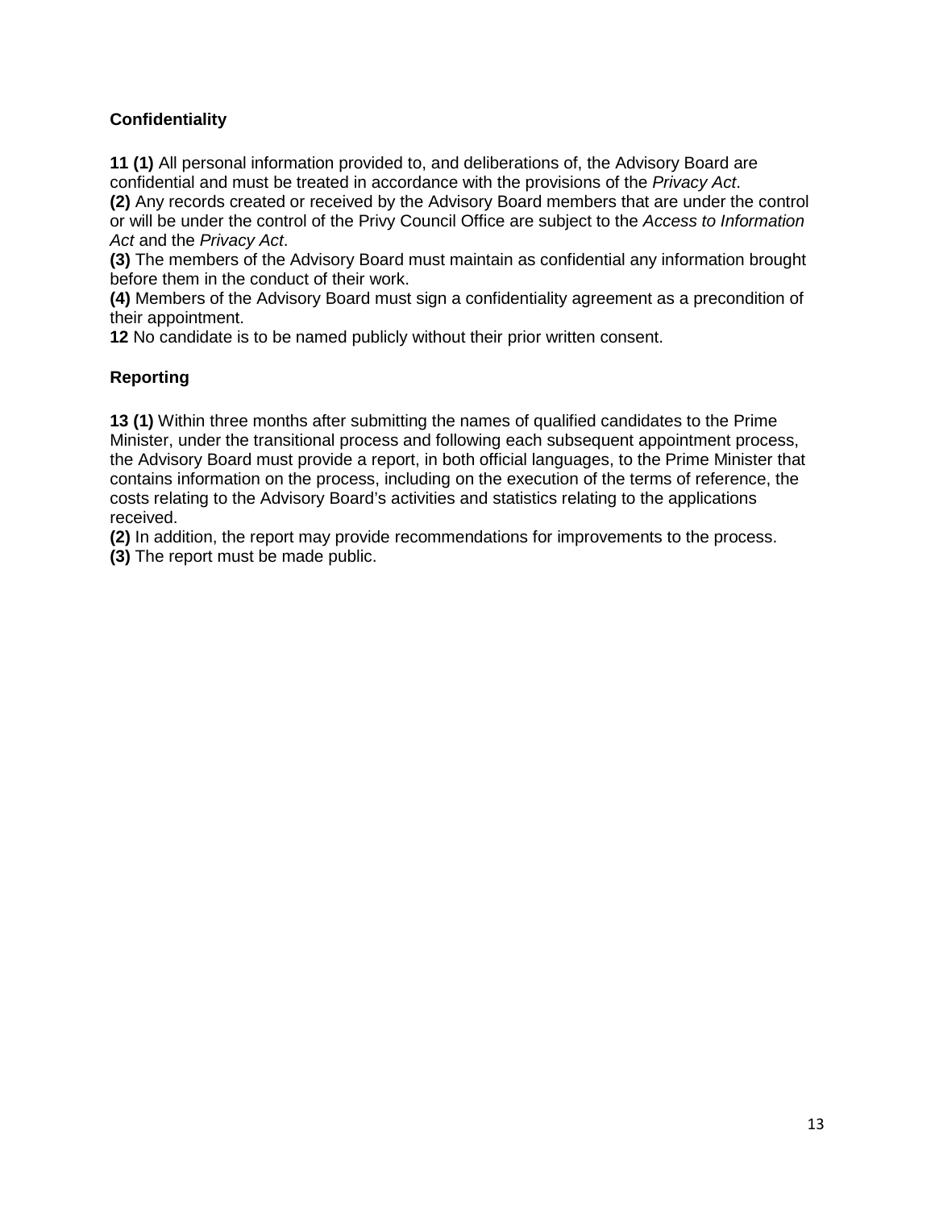### Confidentiality

**11 (1)** All personal information provided to, and deliberations of, the Advisory Board are confidential and must be treated in accordance with the provisions of the *Privacy Act*.
**(2)** Any records created or received by the Advisory Board members that are under the control or will be under the control of the Privy Council Office are subject to the *Access to Information Act* and the *Privacy Act*.
**(3)** The members of the Advisory Board must maintain as confidential any information brought before them in the conduct of their work.
**(4)** Members of the Advisory Board must sign a confidentiality agreement as a precondition of their appointment.
**12** No candidate is to be named publicly without their prior written consent.

### Reporting

**13 (1)** Within three months after submitting the names of qualified candidates to the Prime Minister, under the transitional process and following each subsequent appointment process, the Advisory Board must provide a report, in both official languages, to the Prime Minister that contains information on the process, including on the execution of the terms of reference, the costs relating to the Advisory Board's activities and statistics relating to the applications received.
**(2)** In addition, the report may provide recommendations for improvements to the process.
**(3)** The report must be made public.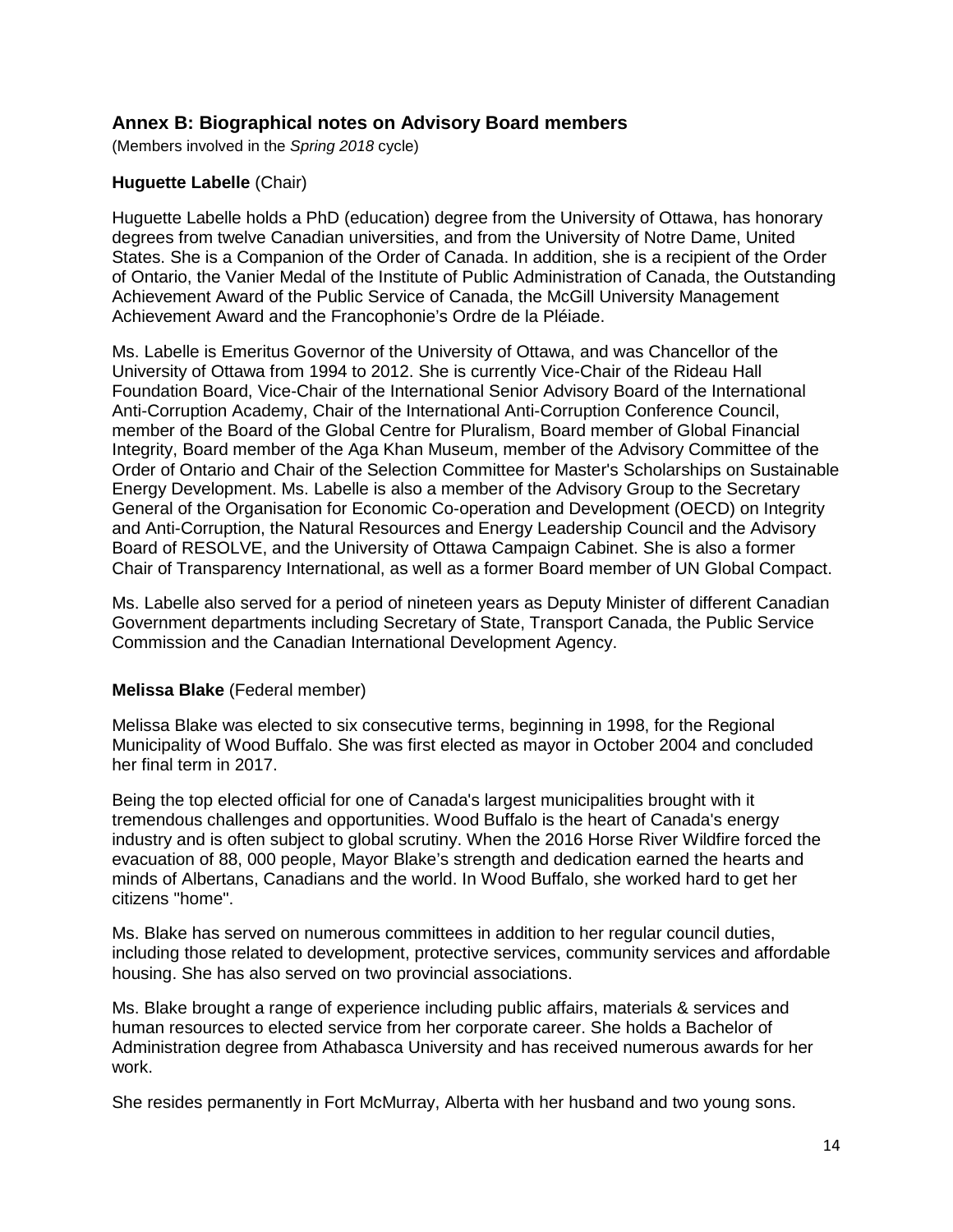## Annex B: Biographical notes on Advisory Board members

(Members involved in the *Spring 2018* cycle)

**Huguette Labelle** (Chair)

Huguette Labelle holds a PhD (education) degree from the University of Ottawa, has honorary degrees from twelve Canadian universities, and from the University of Notre Dame, United States. She is a Companion of the Order of Canada. In addition, she is a recipient of the Order of Ontario, the Vanier Medal of the Institute of Public Administration of Canada, the Outstanding Achievement Award of the Public Service of Canada, the McGill University Management Achievement Award and the Francophonie's Ordre de la Pléiade.

Ms. Labelle is Emeritus Governor of the University of Ottawa, and was Chancellor of the University of Ottawa from 1994 to 2012. She is currently Vice-Chair of the Rideau Hall Foundation Board, Vice-Chair of the International Senior Advisory Board of the International Anti-Corruption Academy, Chair of the International Anti-Corruption Conference Council, member of the Board of the Global Centre for Pluralism, Board member of Global Financial Integrity, Board member of the Aga Khan Museum, member of the Advisory Committee of the Order of Ontario and Chair of the Selection Committee for Master's Scholarships on Sustainable Energy Development. Ms. Labelle is also a member of the Advisory Group to the Secretary General of the Organisation for Economic Co-operation and Development (OECD) on Integrity and Anti-Corruption, the Natural Resources and Energy Leadership Council and the Advisory Board of RESOLVE, and the University of Ottawa Campaign Cabinet. She is also a former Chair of Transparency International, as well as a former Board member of UN Global Compact.

Ms. Labelle also served for a period of nineteen years as Deputy Minister of different Canadian Government departments including Secretary of State, Transport Canada, the Public Service Commission and the Canadian International Development Agency.

**Melissa Blake** (Federal member)

Melissa Blake was elected to six consecutive terms, beginning in 1998, for the Regional Municipality of Wood Buffalo. She was first elected as mayor in October 2004 and concluded her final term in 2017.

Being the top elected official for one of Canada's largest municipalities brought with it tremendous challenges and opportunities. Wood Buffalo is the heart of Canada's energy industry and is often subject to global scrutiny. When the 2016 Horse River Wildfire forced the evacuation of 88, 000 people, Mayor Blake's strength and dedication earned the hearts and minds of Albertans, Canadians and the world. In Wood Buffalo, she worked hard to get her citizens "home".

Ms. Blake has served on numerous committees in addition to her regular council duties, including those related to development, protective services, community services and affordable housing. She has also served on two provincial associations.

Ms. Blake brought a range of experience including public affairs, materials & services and human resources to elected service from her corporate career. She holds a Bachelor of Administration degree from Athabasca University and has received numerous awards for her work.

She resides permanently in Fort McMurray, Alberta with her husband and two young sons.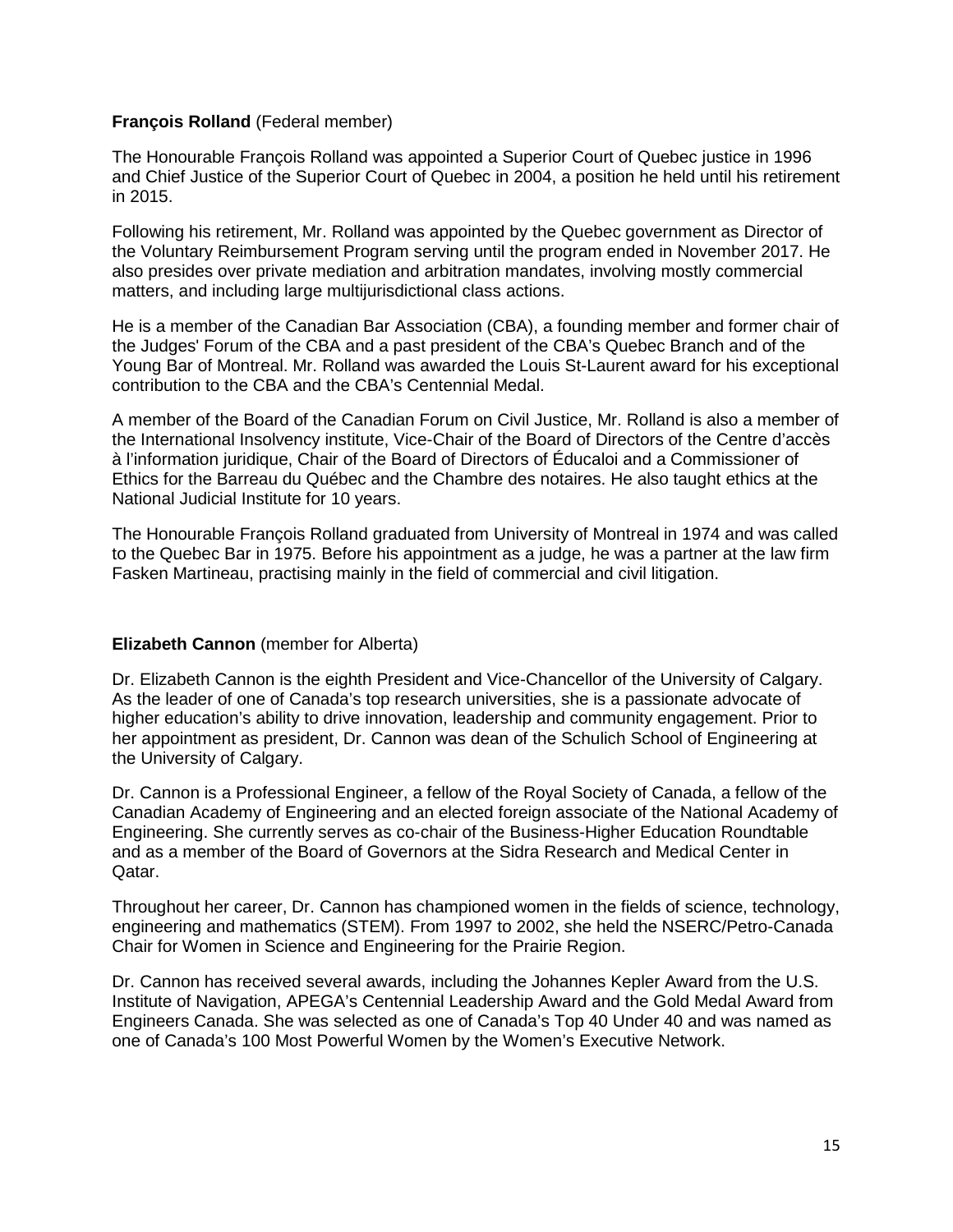**François Rolland** (Federal member)

The Honourable François Rolland was appointed a Superior Court of Quebec justice in 1996 and Chief Justice of the Superior Court of Quebec in 2004, a position he held until his retirement in 2015.

Following his retirement, Mr. Rolland was appointed by the Quebec government as Director of the Voluntary Reimbursement Program serving until the program ended in November 2017. He also presides over private mediation and arbitration mandates, involving mostly commercial matters, and including large multijurisdictional class actions.

He is a member of the Canadian Bar Association (CBA), a founding member and former chair of the Judges' Forum of the CBA and a past president of the CBA's Quebec Branch and of the Young Bar of Montreal. Mr. Rolland was awarded the Louis St-Laurent award for his exceptional contribution to the CBA and the CBA's Centennial Medal.

A member of the Board of the Canadian Forum on Civil Justice, Mr. Rolland is also a member of the International Insolvency institute, Vice-Chair of the Board of Directors of the Centre d'accès à l'information juridique, Chair of the Board of Directors of Éducaloi and a Commissioner of Ethics for the Barreau du Québec and the Chambre des notaires. He also taught ethics at the National Judicial Institute for 10 years.

The Honourable François Rolland graduated from University of Montreal in 1974 and was called to the Quebec Bar in 1975. Before his appointment as a judge, he was a partner at the law firm Fasken Martineau, practising mainly in the field of commercial and civil litigation.

**Elizabeth Cannon** (member for Alberta)

Dr. Elizabeth Cannon is the eighth President and Vice-Chancellor of the University of Calgary. As the leader of one of Canada's top research universities, she is a passionate advocate of higher education's ability to drive innovation, leadership and community engagement. Prior to her appointment as president, Dr. Cannon was dean of the Schulich School of Engineering at the University of Calgary.

Dr. Cannon is a Professional Engineer, a fellow of the Royal Society of Canada, a fellow of the Canadian Academy of Engineering and an elected foreign associate of the National Academy of Engineering. She currently serves as co-chair of the Business-Higher Education Roundtable and as a member of the Board of Governors at the Sidra Research and Medical Center in Qatar.

Throughout her career, Dr. Cannon has championed women in the fields of science, technology, engineering and mathematics (STEM). From 1997 to 2002, she held the NSERC/Petro-Canada Chair for Women in Science and Engineering for the Prairie Region.

Dr. Cannon has received several awards, including the Johannes Kepler Award from the U.S. Institute of Navigation, APEGA's Centennial Leadership Award and the Gold Medal Award from Engineers Canada. She was selected as one of Canada's Top 40 Under 40 and was named as one of Canada's 100 Most Powerful Women by the Women's Executive Network.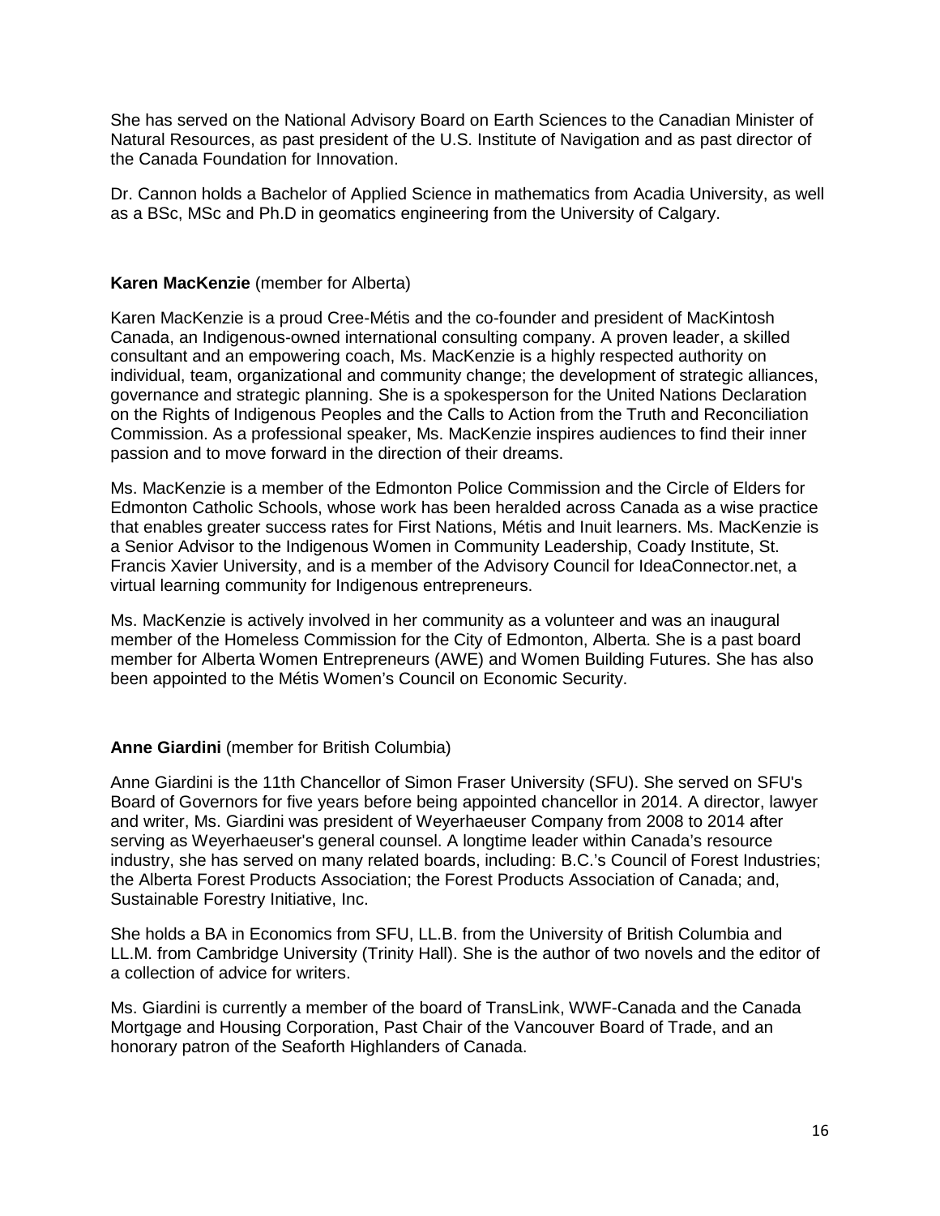She has served on the National Advisory Board on Earth Sciences to the Canadian Minister of Natural Resources, as past president of the U.S. Institute of Navigation and as past director of the Canada Foundation for Innovation.

Dr. Cannon holds a Bachelor of Applied Science in mathematics from Acadia University, as well as a BSc, MSc and Ph.D in geomatics engineering from the University of Calgary.

**Karen MacKenzie** (member for Alberta)

Karen MacKenzie is a proud Cree-Métis and the co-founder and president of MacKintosh Canada, an Indigenous-owned international consulting company. A proven leader, a skilled consultant and an empowering coach, Ms. MacKenzie is a highly respected authority on individual, team, organizational and community change; the development of strategic alliances, governance and strategic planning. She is a spokesperson for the United Nations Declaration on the Rights of Indigenous Peoples and the Calls to Action from the Truth and Reconciliation Commission. As a professional speaker, Ms. MacKenzie inspires audiences to find their inner passion and to move forward in the direction of their dreams.

Ms. MacKenzie is a member of the Edmonton Police Commission and the Circle of Elders for Edmonton Catholic Schools, whose work has been heralded across Canada as a wise practice that enables greater success rates for First Nations, Métis and Inuit learners. Ms. MacKenzie is a Senior Advisor to the Indigenous Women in Community Leadership, Coady Institute, St. Francis Xavier University, and is a member of the Advisory Council for IdeaConnector.net, a virtual learning community for Indigenous entrepreneurs.

Ms. MacKenzie is actively involved in her community as a volunteer and was an inaugural member of the Homeless Commission for the City of Edmonton, Alberta. She is a past board member for Alberta Women Entrepreneurs (AWE) and Women Building Futures. She has also been appointed to the Métis Women's Council on Economic Security.

**Anne Giardini** (member for British Columbia)

Anne Giardini is the 11th Chancellor of Simon Fraser University (SFU). She served on SFU's Board of Governors for five years before being appointed chancellor in 2014. A director, lawyer and writer, Ms. Giardini was president of Weyerhaeuser Company from 2008 to 2014 after serving as Weyerhaeuser's general counsel. A longtime leader within Canada's resource industry, she has served on many related boards, including: B.C.'s Council of Forest Industries; the Alberta Forest Products Association; the Forest Products Association of Canada; and, Sustainable Forestry Initiative, Inc.

She holds a BA in Economics from SFU, LL.B. from the University of British Columbia and LL.M. from Cambridge University (Trinity Hall). She is the author of two novels and the editor of a collection of advice for writers.

Ms. Giardini is currently a member of the board of TransLink, WWF-Canada and the Canada Mortgage and Housing Corporation, Past Chair of the Vancouver Board of Trade, and an honorary patron of the Seaforth Highlanders of Canada.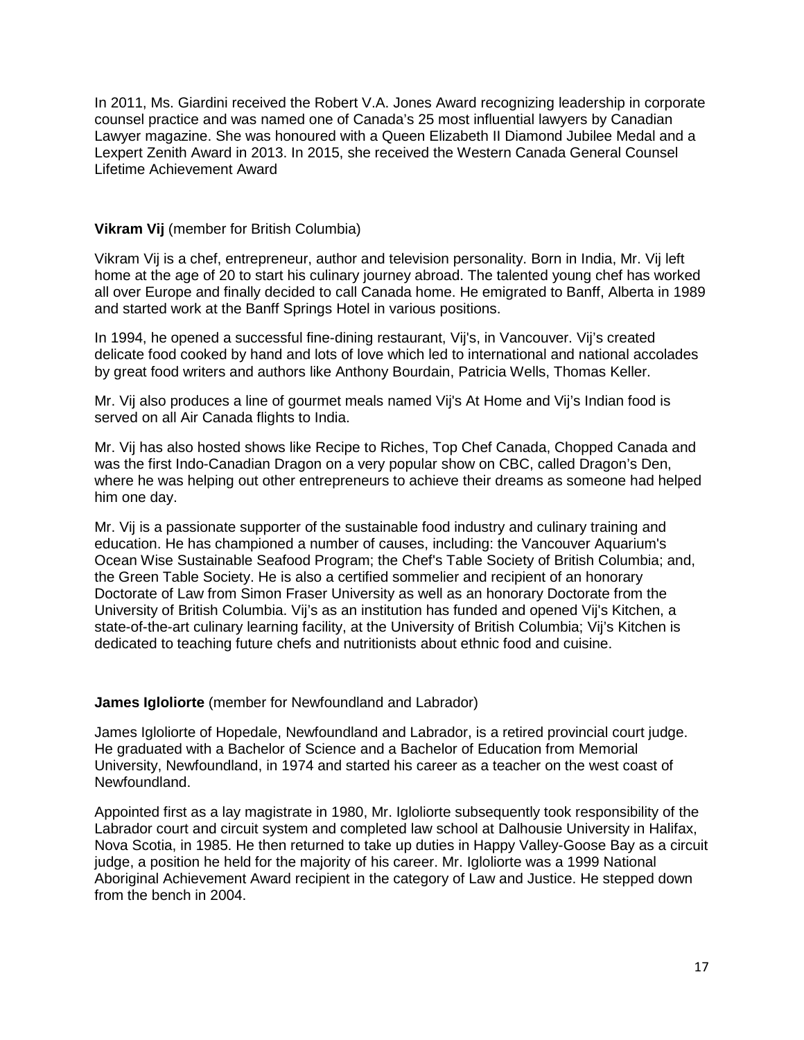In 2011, Ms. Giardini received the Robert V.A. Jones Award recognizing leadership in corporate counsel practice and was named one of Canada's 25 most influential lawyers by Canadian Lawyer magazine. She was honoured with a Queen Elizabeth II Diamond Jubilee Medal and a Lexpert Zenith Award in 2013. In 2015, she received the Western Canada General Counsel Lifetime Achievement Award

**Vikram Vij** (member for British Columbia)

Vikram Vij is a chef, entrepreneur, author and television personality. Born in India, Mr. Vij left home at the age of 20 to start his culinary journey abroad. The talented young chef has worked all over Europe and finally decided to call Canada home. He emigrated to Banff, Alberta in 1989 and started work at the Banff Springs Hotel in various positions.

In 1994, he opened a successful fine-dining restaurant, Vij's, in Vancouver. Vij's created delicate food cooked by hand and lots of love which led to international and national accolades by great food writers and authors like Anthony Bourdain, Patricia Wells, Thomas Keller.

Mr. Vij also produces a line of gourmet meals named Vij's At Home and Vij's Indian food is served on all Air Canada flights to India.

Mr. Vij has also hosted shows like Recipe to Riches, Top Chef Canada, Chopped Canada and was the first Indo-Canadian Dragon on a very popular show on CBC, called Dragon's Den, where he was helping out other entrepreneurs to achieve their dreams as someone had helped him one day.

Mr. Vij is a passionate supporter of the sustainable food industry and culinary training and education. He has championed a number of causes, including: the Vancouver Aquarium's Ocean Wise Sustainable Seafood Program; the Chef's Table Society of British Columbia; and, the Green Table Society. He is also a certified sommelier and recipient of an honorary Doctorate of Law from Simon Fraser University as well as an honorary Doctorate from the University of British Columbia. Vij's as an institution has funded and opened Vij's Kitchen, a state-of-the-art culinary learning facility, at the University of British Columbia; Vij's Kitchen is dedicated to teaching future chefs and nutritionists about ethnic food and cuisine.

**James Igloliorte** (member for Newfoundland and Labrador)

James Igloliorte of Hopedale, Newfoundland and Labrador, is a retired provincial court judge. He graduated with a Bachelor of Science and a Bachelor of Education from Memorial University, Newfoundland, in 1974 and started his career as a teacher on the west coast of Newfoundland.

Appointed first as a lay magistrate in 1980, Mr. Igloliorte subsequently took responsibility of the Labrador court and circuit system and completed law school at Dalhousie University in Halifax, Nova Scotia, in 1985. He then returned to take up duties in Happy Valley-Goose Bay as a circuit judge, a position he held for the majority of his career. Mr. Igloliorte was a 1999 National Aboriginal Achievement Award recipient in the category of Law and Justice. He stepped down from the bench in 2004.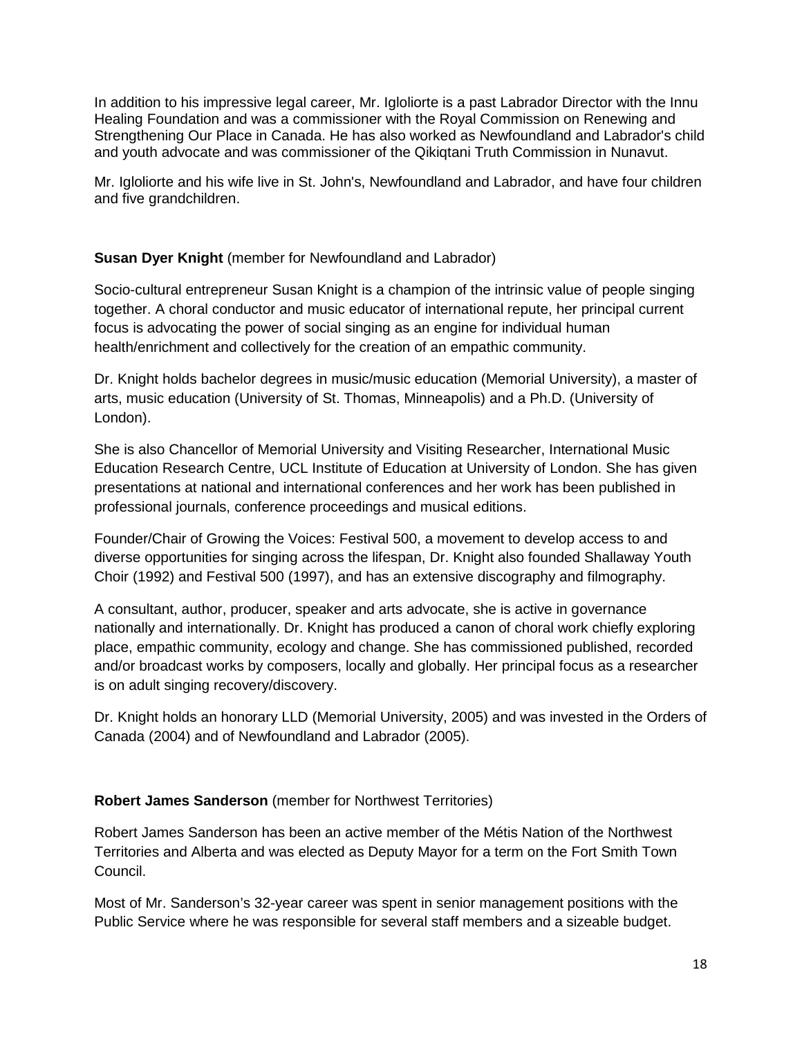In addition to his impressive legal career, Mr. Igloliorte is a past Labrador Director with the Innu Healing Foundation and was a commissioner with the Royal Commission on Renewing and Strengthening Our Place in Canada. He has also worked as Newfoundland and Labrador's child and youth advocate and was commissioner of the Qikiqtani Truth Commission in Nunavut.

Mr. Igloliorte and his wife live in St. John's, Newfoundland and Labrador, and have four children and five grandchildren.

**Susan Dyer Knight** (member for Newfoundland and Labrador)

Socio-cultural entrepreneur Susan Knight is a champion of the intrinsic value of people singing together. A choral conductor and music educator of international repute, her principal current focus is advocating the power of social singing as an engine for individual human health/enrichment and collectively for the creation of an empathic community.

Dr. Knight holds bachelor degrees in music/music education (Memorial University), a master of arts, music education (University of St. Thomas, Minneapolis) and a Ph.D. (University of London).

She is also Chancellor of Memorial University and Visiting Researcher, International Music Education Research Centre, UCL Institute of Education at University of London. She has given presentations at national and international conferences and her work has been published in professional journals, conference proceedings and musical editions.

Founder/Chair of Growing the Voices: Festival 500, a movement to develop access to and diverse opportunities for singing across the lifespan, Dr. Knight also founded Shallaway Youth Choir (1992) and Festival 500 (1997), and has an extensive discography and filmography.

A consultant, author, producer, speaker and arts advocate, she is active in governance nationally and internationally. Dr. Knight has produced a canon of choral work chiefly exploring place, empathic community, ecology and change. She has commissioned published, recorded and/or broadcast works by composers, locally and globally. Her principal focus as a researcher is on adult singing recovery/discovery.

Dr. Knight holds an honorary LLD (Memorial University, 2005) and was invested in the Orders of Canada (2004) and of Newfoundland and Labrador (2005).

**Robert James Sanderson** (member for Northwest Territories)

Robert James Sanderson has been an active member of the Métis Nation of the Northwest Territories and Alberta and was elected as Deputy Mayor for a term on the Fort Smith Town Council.

Most of Mr. Sanderson's 32-year career was spent in senior management positions with the Public Service where he was responsible for several staff members and a sizeable budget.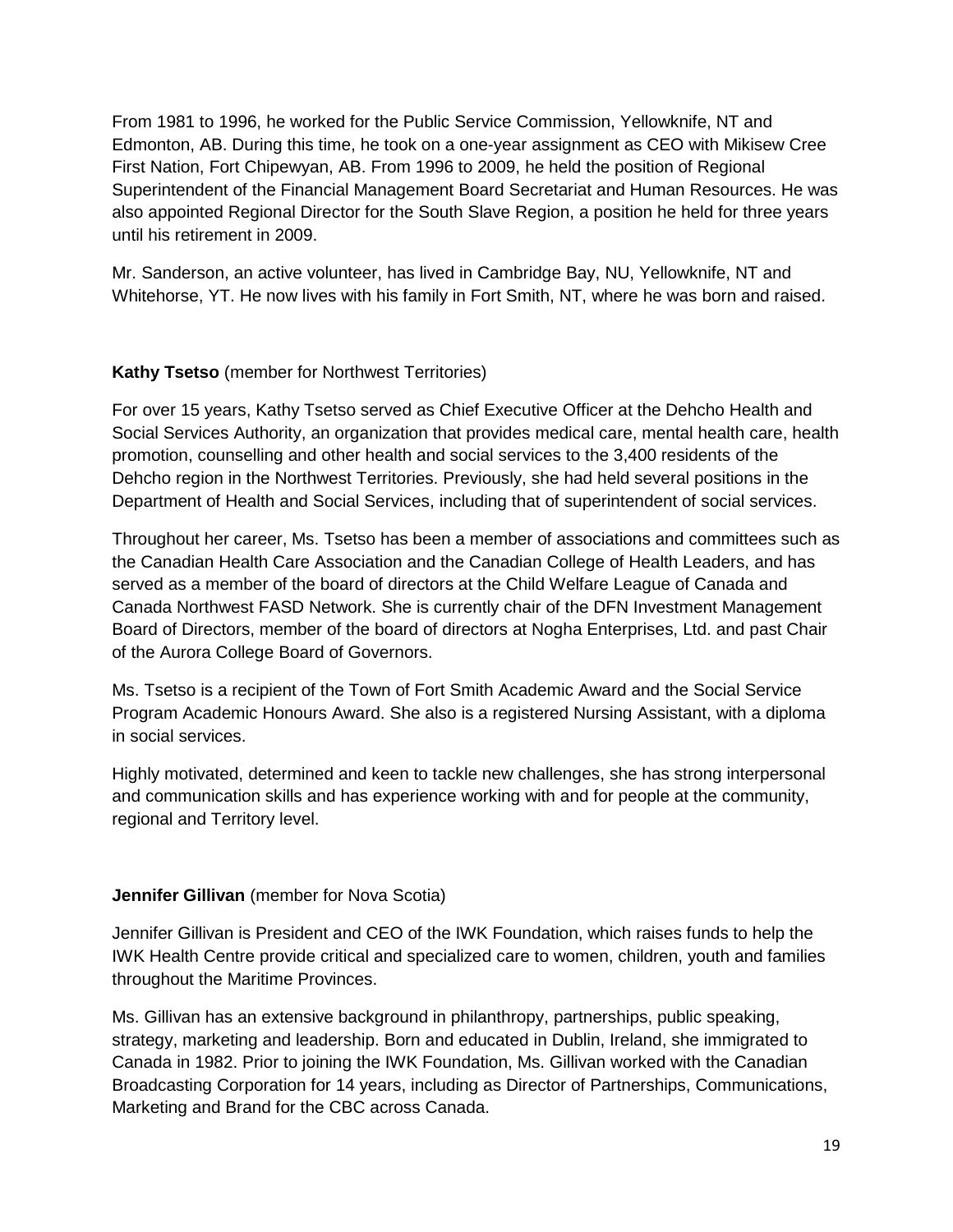From 1981 to 1996, he worked for the Public Service Commission, Yellowknife, NT and Edmonton, AB. During this time, he took on a one-year assignment as CEO with Mikisew Cree First Nation, Fort Chipewyan, AB. From 1996 to 2009, he held the position of Regional Superintendent of the Financial Management Board Secretariat and Human Resources. He was also appointed Regional Director for the South Slave Region, a position he held for three years until his retirement in 2009.

Mr. Sanderson, an active volunteer, has lived in Cambridge Bay, NU, Yellowknife, NT and Whitehorse, YT. He now lives with his family in Fort Smith, NT, where he was born and raised.

**Kathy Tsetso** (member for Northwest Territories)

For over 15 years, Kathy Tsetso served as Chief Executive Officer at the Dehcho Health and Social Services Authority, an organization that provides medical care, mental health care, health promotion, counselling and other health and social services to the 3,400 residents of the Dehcho region in the Northwest Territories. Previously, she had held several positions in the Department of Health and Social Services, including that of superintendent of social services.

Throughout her career, Ms. Tsetso has been a member of associations and committees such as the Canadian Health Care Association and the Canadian College of Health Leaders, and has served as a member of the board of directors at the Child Welfare League of Canada and Canada Northwest FASD Network. She is currently chair of the DFN Investment Management Board of Directors, member of the board of directors at Nogha Enterprises, Ltd. and past Chair of the Aurora College Board of Governors.

Ms. Tsetso is a recipient of the Town of Fort Smith Academic Award and the Social Service Program Academic Honours Award. She also is a registered Nursing Assistant, with a diploma in social services.

Highly motivated, determined and keen to tackle new challenges, she has strong interpersonal and communication skills and has experience working with and for people at the community, regional and Territory level.

**Jennifer Gillivan** (member for Nova Scotia)

Jennifer Gillivan is President and CEO of the IWK Foundation, which raises funds to help the IWK Health Centre provide critical and specialized care to women, children, youth and families throughout the Maritime Provinces.

Ms. Gillivan has an extensive background in philanthropy, partnerships, public speaking, strategy, marketing and leadership. Born and educated in Dublin, Ireland, she immigrated to Canada in 1982. Prior to joining the IWK Foundation, Ms. Gillivan worked with the Canadian Broadcasting Corporation for 14 years, including as Director of Partnerships, Communications, Marketing and Brand for the CBC across Canada.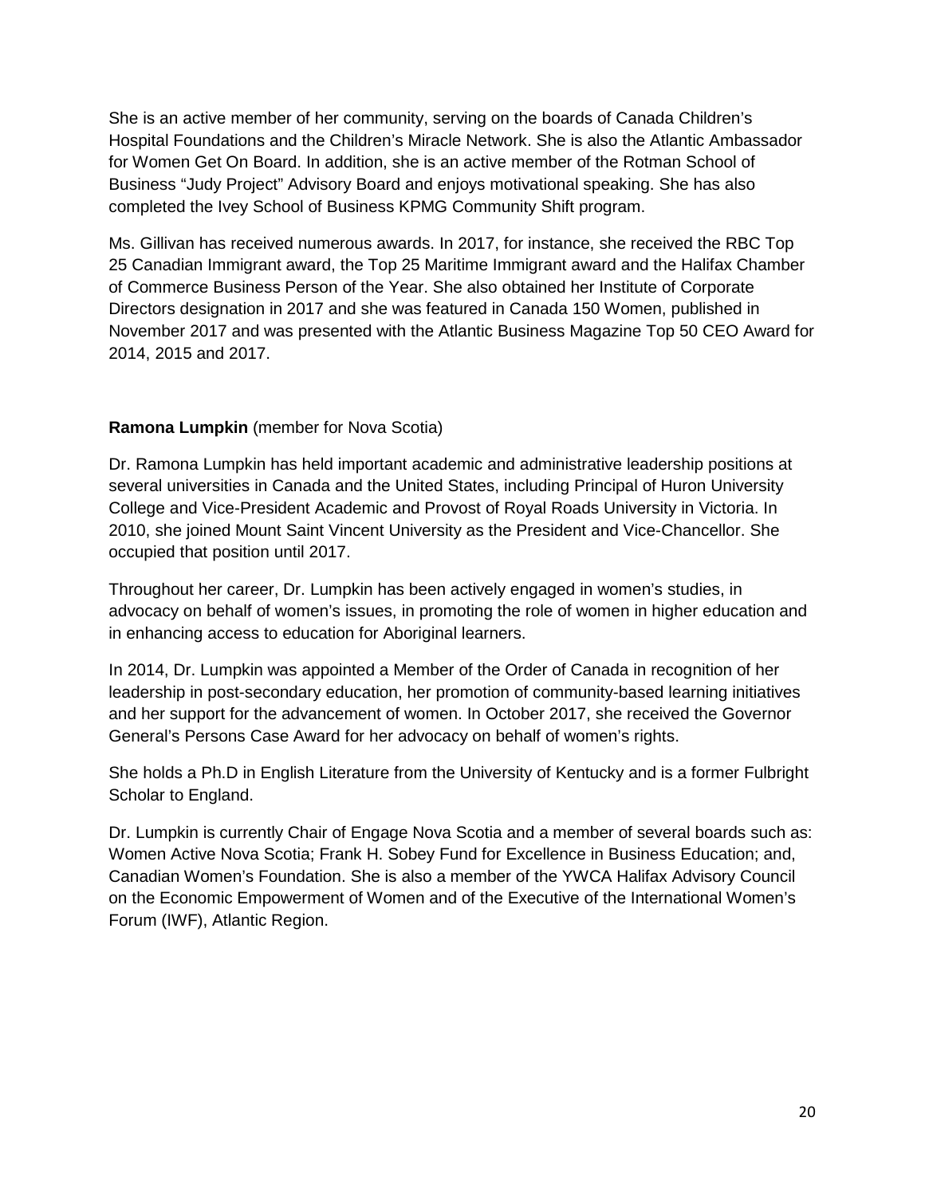She is an active member of her community, serving on the boards of Canada Children's Hospital Foundations and the Children's Miracle Network. She is also the Atlantic Ambassador for Women Get On Board. In addition, she is an active member of the Rotman School of Business "Judy Project" Advisory Board and enjoys motivational speaking. She has also completed the Ivey School of Business KPMG Community Shift program.

Ms. Gillivan has received numerous awards. In 2017, for instance, she received the RBC Top 25 Canadian Immigrant award, the Top 25 Maritime Immigrant award and the Halifax Chamber of Commerce Business Person of the Year. She also obtained her Institute of Corporate Directors designation in 2017 and she was featured in Canada 150 Women, published in November 2017 and was presented with the Atlantic Business Magazine Top 50 CEO Award for 2014, 2015 and 2017.

**Ramona Lumpkin** (member for Nova Scotia)

Dr. Ramona Lumpkin has held important academic and administrative leadership positions at several universities in Canada and the United States, including Principal of Huron University College and Vice-President Academic and Provost of Royal Roads University in Victoria. In 2010, she joined Mount Saint Vincent University as the President and Vice-Chancellor. She occupied that position until 2017.

Throughout her career, Dr. Lumpkin has been actively engaged in women's studies, in advocacy on behalf of women's issues, in promoting the role of women in higher education and in enhancing access to education for Aboriginal learners.

In 2014, Dr. Lumpkin was appointed a Member of the Order of Canada in recognition of her leadership in post-secondary education, her promotion of community-based learning initiatives and her support for the advancement of women. In October 2017, she received the Governor General's Persons Case Award for her advocacy on behalf of women's rights.

She holds a Ph.D in English Literature from the University of Kentucky and is a former Fulbright Scholar to England.

Dr. Lumpkin is currently Chair of Engage Nova Scotia and a member of several boards such as: Women Active Nova Scotia; Frank H. Sobey Fund for Excellence in Business Education; and, Canadian Women's Foundation. She is also a member of the YWCA Halifax Advisory Council on the Economic Empowerment of Women and of the Executive of the International Women's Forum (IWF), Atlantic Region.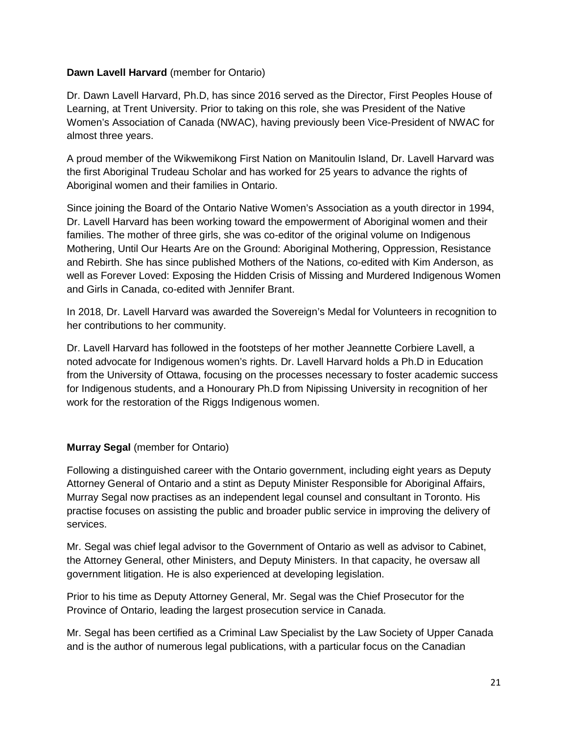**Dawn Lavell Harvard** (member for Ontario)

Dr. Dawn Lavell Harvard, Ph.D, has since 2016 served as the Director, First Peoples House of Learning, at Trent University. Prior to taking on this role, she was President of the Native Women's Association of Canada (NWAC), having previously been Vice-President of NWAC for almost three years.

A proud member of the Wikwemikong First Nation on Manitoulin Island, Dr. Lavell Harvard was the first Aboriginal Trudeau Scholar and has worked for 25 years to advance the rights of Aboriginal women and their families in Ontario.

Since joining the Board of the Ontario Native Women's Association as a youth director in 1994, Dr. Lavell Harvard has been working toward the empowerment of Aboriginal women and their families. The mother of three girls, she was co-editor of the original volume on Indigenous Mothering, Until Our Hearts Are on the Ground: Aboriginal Mothering, Oppression, Resistance and Rebirth. She has since published Mothers of the Nations, co-edited with Kim Anderson, as well as Forever Loved: Exposing the Hidden Crisis of Missing and Murdered Indigenous Women and Girls in Canada, co-edited with Jennifer Brant.

In 2018, Dr. Lavell Harvard was awarded the Sovereign's Medal for Volunteers in recognition to her contributions to her community.

Dr. Lavell Harvard has followed in the footsteps of her mother Jeannette Corbiere Lavell, a noted advocate for Indigenous women's rights. Dr. Lavell Harvard holds a Ph.D in Education from the University of Ottawa, focusing on the processes necessary to foster academic success for Indigenous students, and a Honourary Ph.D from Nipissing University in recognition of her work for the restoration of the Riggs Indigenous women.

**Murray Segal** (member for Ontario)

Following a distinguished career with the Ontario government, including eight years as Deputy Attorney General of Ontario and a stint as Deputy Minister Responsible for Aboriginal Affairs, Murray Segal now practises as an independent legal counsel and consultant in Toronto. His practise focuses on assisting the public and broader public service in improving the delivery of services.

Mr. Segal was chief legal advisor to the Government of Ontario as well as advisor to Cabinet, the Attorney General, other Ministers, and Deputy Ministers. In that capacity, he oversaw all government litigation. He is also experienced at developing legislation.

Prior to his time as Deputy Attorney General, Mr. Segal was the Chief Prosecutor for the Province of Ontario, leading the largest prosecution service in Canada.

Mr. Segal has been certified as a Criminal Law Specialist by the Law Society of Upper Canada and is the author of numerous legal publications, with a particular focus on the Canadian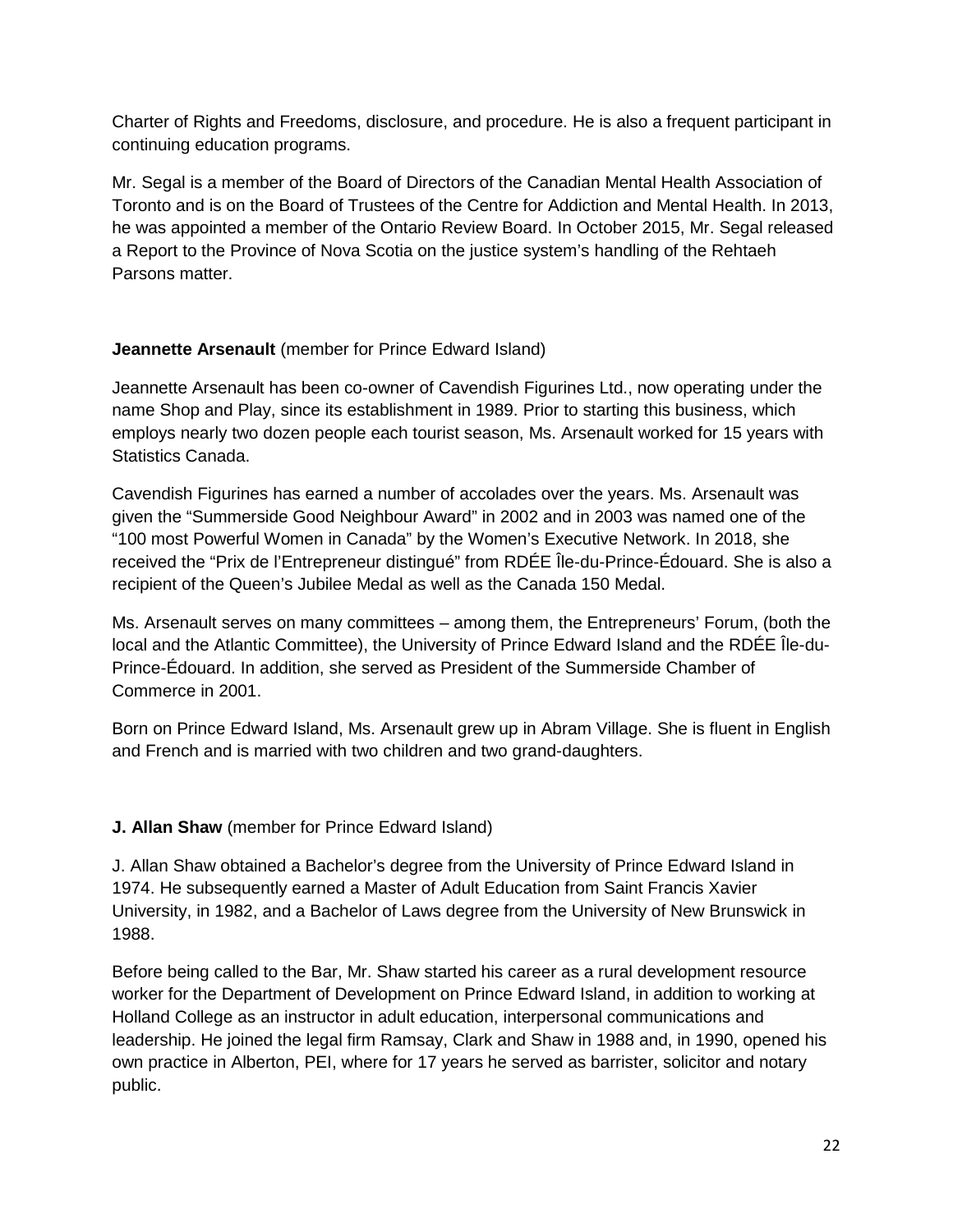Charter of Rights and Freedoms, disclosure, and procedure. He is also a frequent participant in continuing education programs.

Mr. Segal is a member of the Board of Directors of the Canadian Mental Health Association of Toronto and is on the Board of Trustees of the Centre for Addiction and Mental Health. In 2013, he was appointed a member of the Ontario Review Board. In October 2015, Mr. Segal released a Report to the Province of Nova Scotia on the justice system's handling of the Rehtaeh Parsons matter.

**Jeannette Arsenault** (member for Prince Edward Island)

Jeannette Arsenault has been co-owner of Cavendish Figurines Ltd., now operating under the name Shop and Play, since its establishment in 1989. Prior to starting this business, which employs nearly two dozen people each tourist season, Ms. Arsenault worked for 15 years with Statistics Canada.

Cavendish Figurines has earned a number of accolades over the years. Ms. Arsenault was given the "Summerside Good Neighbour Award" in 2002 and in 2003 was named one of the "100 most Powerful Women in Canada" by the Women's Executive Network. In 2018, she received the "Prix de l'Entrepreneur distingué" from RDÉE Île-du-Prince-Édouard. She is also a recipient of the Queen's Jubilee Medal as well as the Canada 150 Medal.

Ms. Arsenault serves on many committees – among them, the Entrepreneurs' Forum, (both the local and the Atlantic Committee), the University of Prince Edward Island and the RDÉE Île-du-Prince-Édouard. In addition, she served as President of the Summerside Chamber of Commerce in 2001.

Born on Prince Edward Island, Ms. Arsenault grew up in Abram Village. She is fluent in English and French and is married with two children and two grand-daughters.

**J. Allan Shaw** (member for Prince Edward Island)

J. Allan Shaw obtained a Bachelor's degree from the University of Prince Edward Island in 1974. He subsequently earned a Master of Adult Education from Saint Francis Xavier University, in 1982, and a Bachelor of Laws degree from the University of New Brunswick in 1988.

Before being called to the Bar, Mr. Shaw started his career as a rural development resource worker for the Department of Development on Prince Edward Island, in addition to working at Holland College as an instructor in adult education, interpersonal communications and leadership. He joined the legal firm Ramsay, Clark and Shaw in 1988 and, in 1990, opened his own practice in Alberton, PEI, where for 17 years he served as barrister, solicitor and notary public.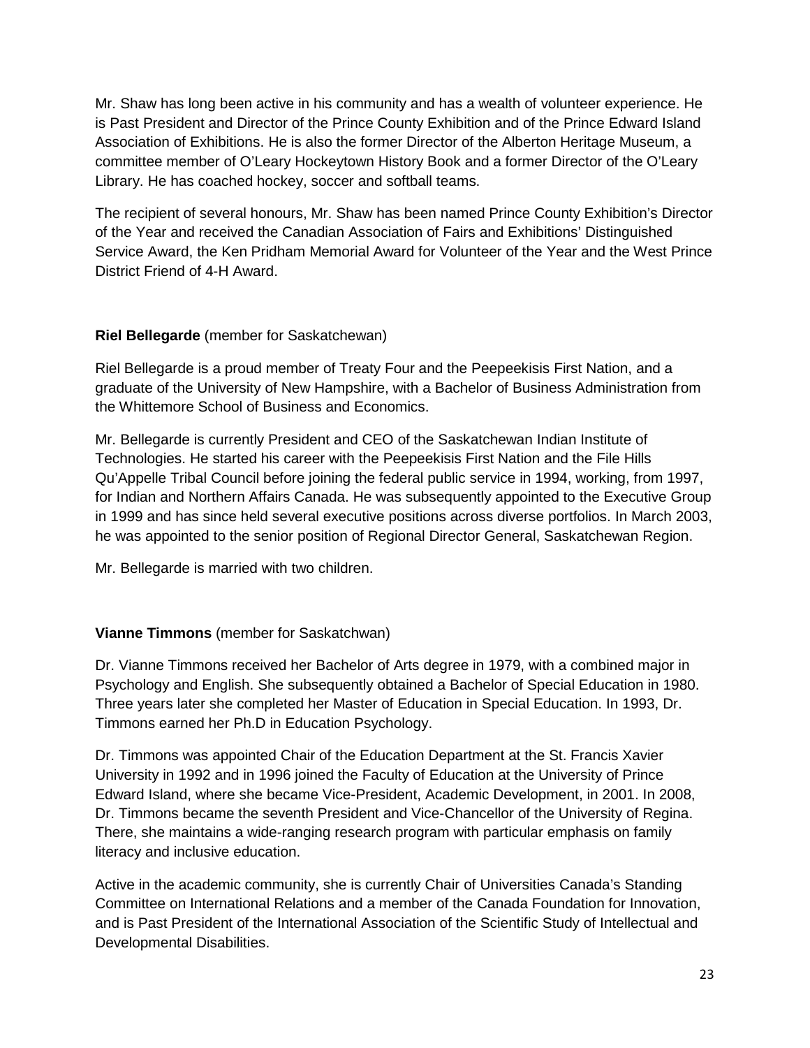Mr. Shaw has long been active in his community and has a wealth of volunteer experience. He is Past President and Director of the Prince County Exhibition and of the Prince Edward Island Association of Exhibitions. He is also the former Director of the Alberton Heritage Museum, a committee member of O'Leary Hockeytown History Book and a former Director of the O'Leary Library. He has coached hockey, soccer and softball teams.

The recipient of several honours, Mr. Shaw has been named Prince County Exhibition's Director of the Year and received the Canadian Association of Fairs and Exhibitions' Distinguished Service Award, the Ken Pridham Memorial Award for Volunteer of the Year and the West Prince District Friend of 4-H Award.

**Riel Bellegarde** (member for Saskatchewan)

Riel Bellegarde is a proud member of Treaty Four and the Peepeekisis First Nation, and a graduate of the University of New Hampshire, with a Bachelor of Business Administration from the Whittemore School of Business and Economics.

Mr. Bellegarde is currently President and CEO of the Saskatchewan Indian Institute of Technologies. He started his career with the Peepeekisis First Nation and the File Hills Qu'Appelle Tribal Council before joining the federal public service in 1994, working, from 1997, for Indian and Northern Affairs Canada. He was subsequently appointed to the Executive Group in 1999 and has since held several executive positions across diverse portfolios. In March 2003, he was appointed to the senior position of Regional Director General, Saskatchewan Region.

Mr. Bellegarde is married with two children.

**Vianne Timmons** (member for Saskatchwan)

Dr. Vianne Timmons received her Bachelor of Arts degree in 1979, with a combined major in Psychology and English. She subsequently obtained a Bachelor of Special Education in 1980. Three years later she completed her Master of Education in Special Education. In 1993, Dr. Timmons earned her Ph.D in Education Psychology.

Dr. Timmons was appointed Chair of the Education Department at the St. Francis Xavier University in 1992 and in 1996 joined the Faculty of Education at the University of Prince Edward Island, where she became Vice-President, Academic Development, in 2001. In 2008, Dr. Timmons became the seventh President and Vice-Chancellor of the University of Regina. There, she maintains a wide-ranging research program with particular emphasis on family literacy and inclusive education.

Active in the academic community, she is currently Chair of Universities Canada's Standing Committee on International Relations and a member of the Canada Foundation for Innovation, and is Past President of the International Association of the Scientific Study of Intellectual and Developmental Disabilities.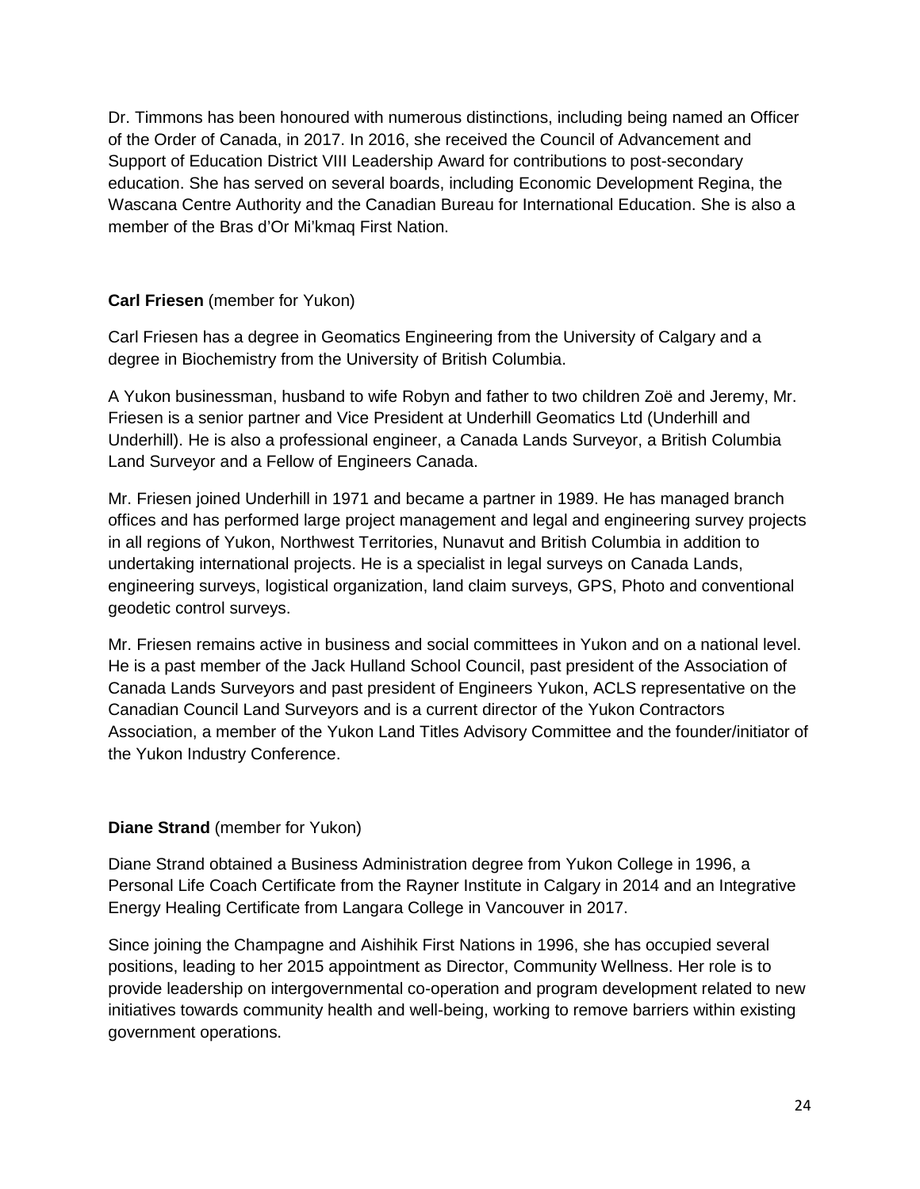Dr. Timmons has been honoured with numerous distinctions, including being named an Officer of the Order of Canada, in 2017. In 2016, she received the Council of Advancement and Support of Education District VIII Leadership Award for contributions to post-secondary education. She has served on several boards, including Economic Development Regina, the Wascana Centre Authority and the Canadian Bureau for International Education. She is also a member of the Bras d'Or Mi'kmaq First Nation.

**Carl Friesen** (member for Yukon)

Carl Friesen has a degree in Geomatics Engineering from the University of Calgary and a degree in Biochemistry from the University of British Columbia.

A Yukon businessman, husband to wife Robyn and father to two children Zoë and Jeremy, Mr. Friesen is a senior partner and Vice President at Underhill Geomatics Ltd (Underhill and Underhill). He is also a professional engineer, a Canada Lands Surveyor, a British Columbia Land Surveyor and a Fellow of Engineers Canada.

Mr. Friesen joined Underhill in 1971 and became a partner in 1989. He has managed branch offices and has performed large project management and legal and engineering survey projects in all regions of Yukon, Northwest Territories, Nunavut and British Columbia in addition to undertaking international projects. He is a specialist in legal surveys on Canada Lands, engineering surveys, logistical organization, land claim surveys, GPS, Photo and conventional geodetic control surveys.

Mr. Friesen remains active in business and social committees in Yukon and on a national level. He is a past member of the Jack Hulland School Council, past president of the Association of Canada Lands Surveyors and past president of Engineers Yukon, ACLS representative on the Canadian Council Land Surveyors and is a current director of the Yukon Contractors Association, a member of the Yukon Land Titles Advisory Committee and the founder/initiator of the Yukon Industry Conference.

**Diane Strand** (member for Yukon)

Diane Strand obtained a Business Administration degree from Yukon College in 1996, a Personal Life Coach Certificate from the Rayner Institute in Calgary in 2014 and an Integrative Energy Healing Certificate from Langara College in Vancouver in 2017.

Since joining the Champagne and Aishihik First Nations in 1996, she has occupied several positions, leading to her 2015 appointment as Director, Community Wellness. Her role is to provide leadership on intergovernmental co-operation and program development related to new initiatives towards community health and well-being, working to remove barriers within existing government operations.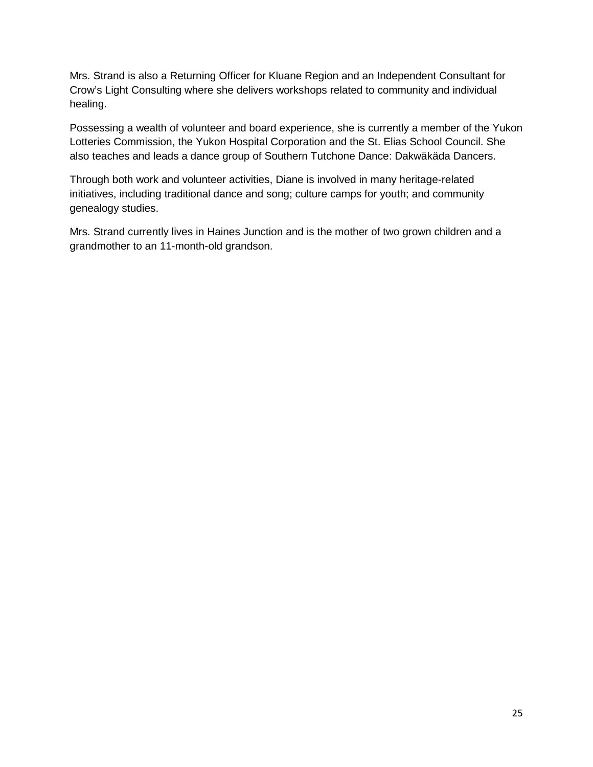Mrs. Strand is also a Returning Officer for Kluane Region and an Independent Consultant for Crow's Light Consulting where she delivers workshops related to community and individual healing.

Possessing a wealth of volunteer and board experience, she is currently a member of the Yukon Lotteries Commission, the Yukon Hospital Corporation and the St. Elias School Council. She also teaches and leads a dance group of Southern Tutchone Dance: Dakwäkäda Dancers.

Through both work and volunteer activities, Diane is involved in many heritage-related initiatives, including traditional dance and song; culture camps for youth; and community genealogy studies.

Mrs. Strand currently lives in Haines Junction and is the mother of two grown children and a grandmother to an 11-month-old grandson.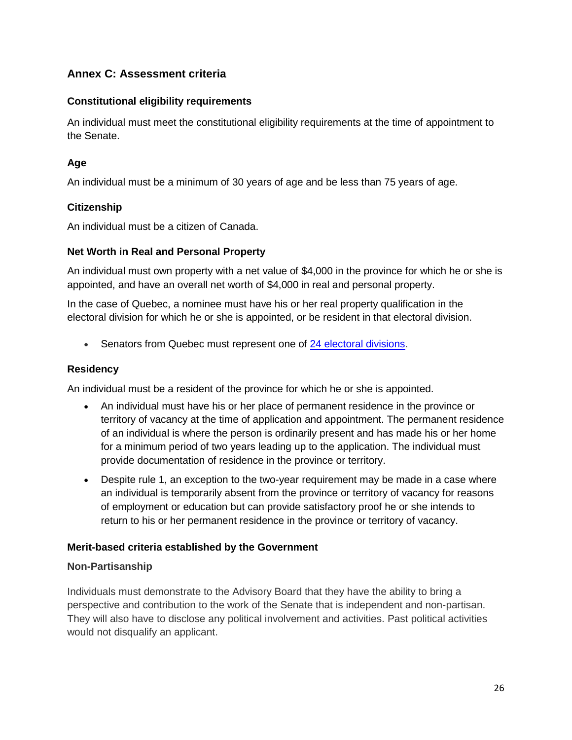## Annex C: Assessment criteria

### Constitutional eligibility requirements

An individual must meet the constitutional eligibility requirements at the time of appointment to the Senate.

### Age

An individual must be a minimum of 30 years of age and be less than 75 years of age.

### Citizenship

An individual must be a citizen of Canada.

### Net Worth in Real and Personal Property

An individual must own property with a net value of $4,000 in the province for which he or she is appointed, and have an overall net worth of $4,000 in real and personal property.

In the case of Quebec, a nominee must have his or her real property qualification in the electoral division for which he or she is appointed, or be resident in that electoral division.

- Senators from Quebec must represent one of 24 electoral divisions.

### Residency

An individual must be a resident of the province for which he or she is appointed.

- An individual must have his or her place of permanent residence in the province or territory of vacancy at the time of application and appointment. The permanent residence of an individual is where the person is ordinarily present and has made his or her home for a minimum period of two years leading up to the application. The individual must provide documentation of residence in the province or territory.
- Despite rule 1, an exception to the two-year requirement may be made in a case where an individual is temporarily absent from the province or territory of vacancy for reasons of employment or education but can provide satisfactory proof he or she intends to return to his or her permanent residence in the province or territory of vacancy.

### Merit-based criteria established by the Government

#### Non-Partisanship

Individuals must demonstrate to the Advisory Board that they have the ability to bring a perspective and contribution to the work of the Senate that is independent and non-partisan. They will also have to disclose any political involvement and activities. Past political activities would not disqualify an applicant.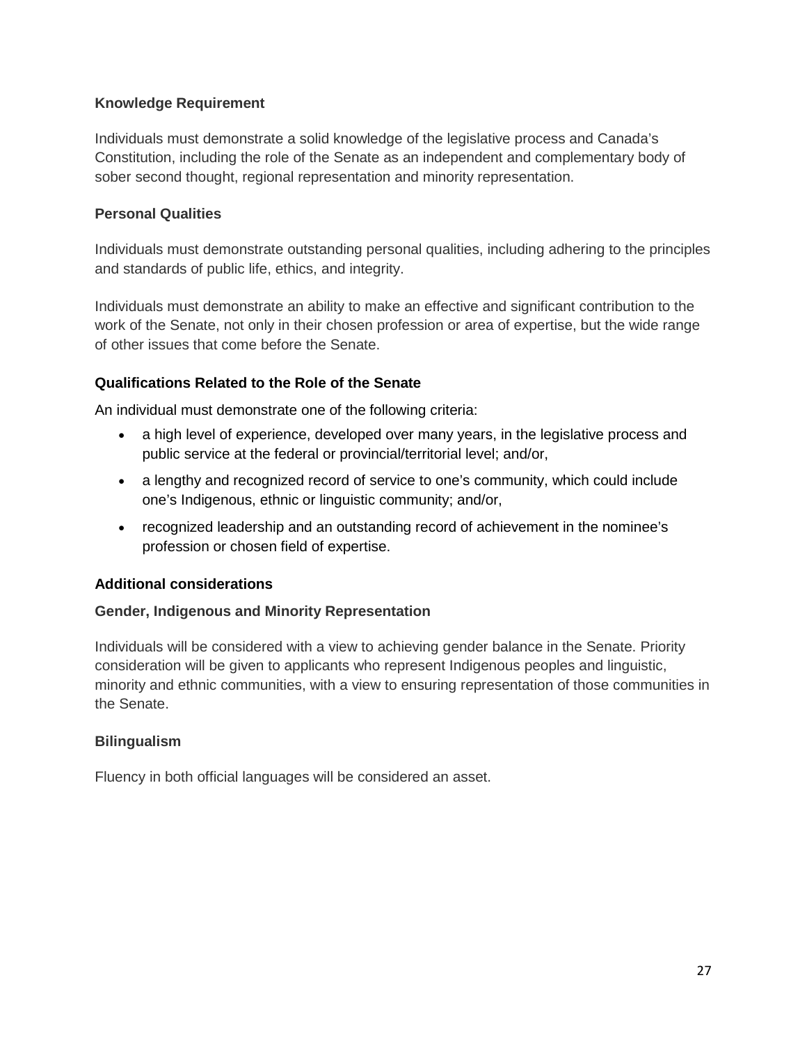### Knowledge Requirement

Individuals must demonstrate a solid knowledge of the legislative process and Canada's Constitution, including the role of the Senate as an independent and complementary body of sober second thought, regional representation and minority representation.

### Personal Qualities

Individuals must demonstrate outstanding personal qualities, including adhering to the principles and standards of public life, ethics, and integrity.

Individuals must demonstrate an ability to make an effective and significant contribution to the work of the Senate, not only in their chosen profession or area of expertise, but the wide range of other issues that come before the Senate.

### Qualifications Related to the Role of the Senate

An individual must demonstrate one of the following criteria:

- a high level of experience, developed over many years, in the legislative process and public service at the federal or provincial/territorial level; and/or,
- a lengthy and recognized record of service to one's community, which could include one's Indigenous, ethnic or linguistic community; and/or,
- recognized leadership and an outstanding record of achievement in the nominee's profession or chosen field of expertise.

### Additional considerations

#### Gender, Indigenous and Minority Representation

Individuals will be considered with a view to achieving gender balance in the Senate. Priority consideration will be given to applicants who represent Indigenous peoples and linguistic, minority and ethnic communities, with a view to ensuring representation of those communities in the Senate.

#### Bilingualism

Fluency in both official languages will be considered an asset.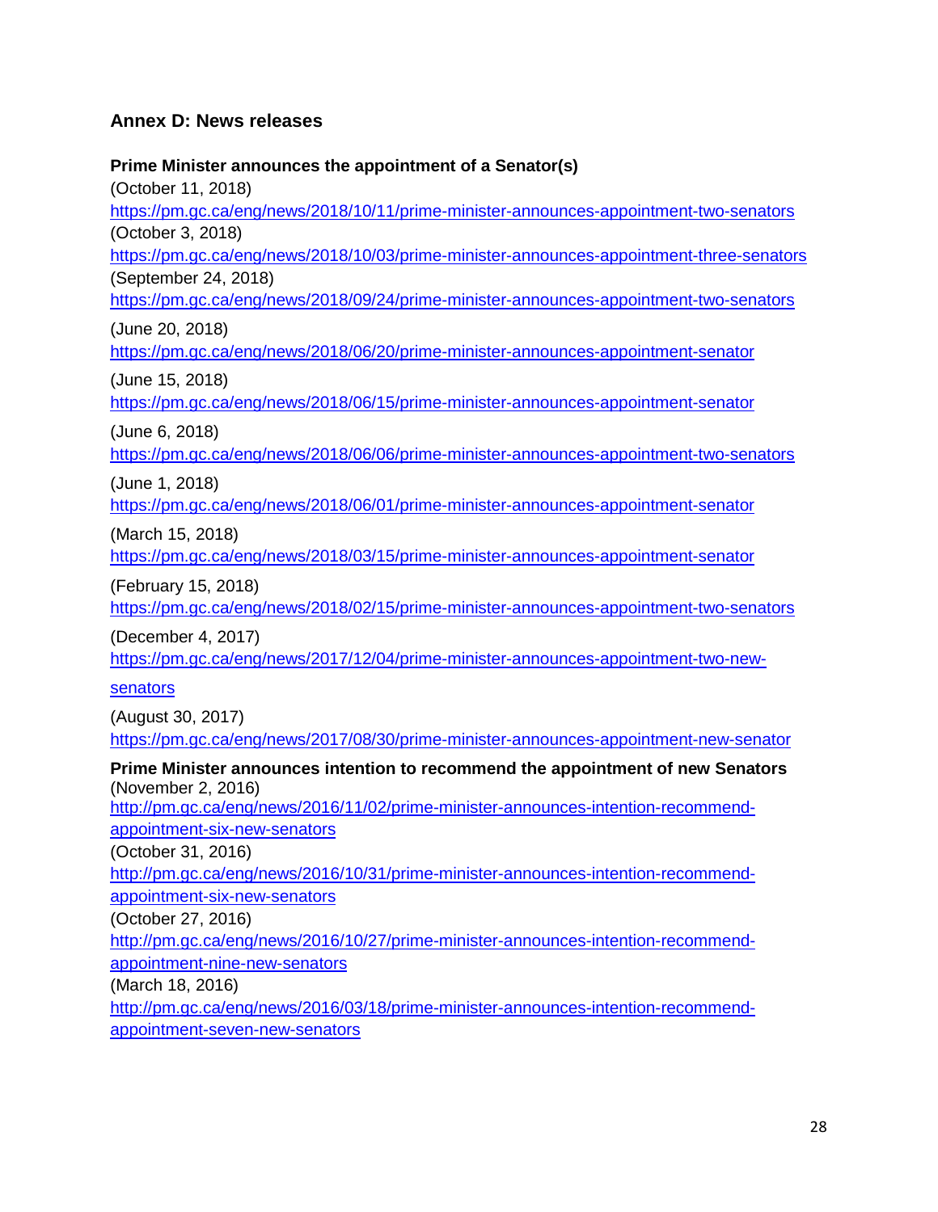## Annex D: News releases

**Prime Minister announces the appointment of a Senator(s)**

(October 11, 2018)
https://pm.gc.ca/eng/news/2018/10/11/prime-minister-announces-appointment-two-senators

(October 3, 2018)
https://pm.gc.ca/eng/news/2018/10/03/prime-minister-announces-appointment-three-senators

(September 24, 2018)
https://pm.gc.ca/eng/news/2018/09/24/prime-minister-announces-appointment-two-senators

(June 20, 2018)
https://pm.gc.ca/eng/news/2018/06/20/prime-minister-announces-appointment-senator

(June 15, 2018)
https://pm.gc.ca/eng/news/2018/06/15/prime-minister-announces-appointment-senator

(June 6, 2018)
https://pm.gc.ca/eng/news/2018/06/06/prime-minister-announces-appointment-two-senators

(June 1, 2018)
https://pm.gc.ca/eng/news/2018/06/01/prime-minister-announces-appointment-senator

(March 15, 2018)
https://pm.gc.ca/eng/news/2018/03/15/prime-minister-announces-appointment-senator

(February 15, 2018)
https://pm.gc.ca/eng/news/2018/02/15/prime-minister-announces-appointment-two-senators

(December 4, 2017)
https://pm.gc.ca/eng/news/2017/12/04/prime-minister-announces-appointment-two-new-senators

(August 30, 2017)
https://pm.gc.ca/eng/news/2017/08/30/prime-minister-announces-appointment-new-senator

**Prime Minister announces intention to recommend the appointment of new Senators**

(November 2, 2016)
http://pm.gc.ca/eng/news/2016/11/02/prime-minister-announces-intention-recommend-appointment-six-new-senators

(October 31, 2016)
http://pm.gc.ca/eng/news/2016/10/31/prime-minister-announces-intention-recommend-appointment-six-new-senators

(October 27, 2016)
http://pm.gc.ca/eng/news/2016/10/27/prime-minister-announces-intention-recommend-appointment-nine-new-senators

(March 18, 2016)
http://pm.gc.ca/eng/news/2016/03/18/prime-minister-announces-intention-recommend-appointment-seven-new-senators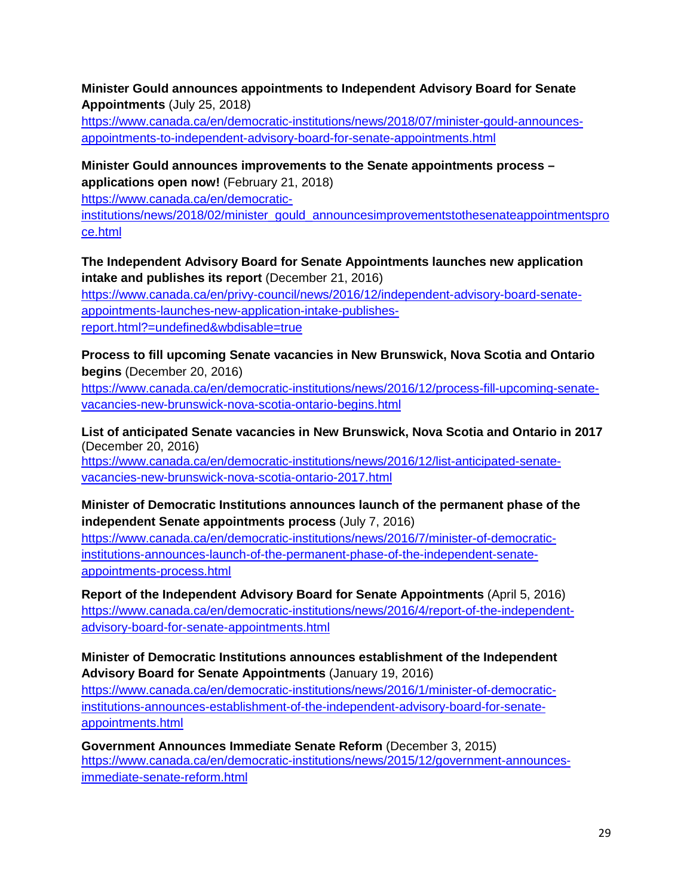**Minister Gould announces appointments to Independent Advisory Board for Senate Appointments** (July 25, 2018)
https://www.canada.ca/en/democratic-institutions/news/2018/07/minister-gould-announces-appointments-to-independent-advisory-board-for-senate-appointments.html

**Minister Gould announces improvements to the Senate appointments process – applications open now!** (February 21, 2018)
https://www.canada.ca/en/democratic-institutions/news/2018/02/minister_gould_announcesimprovementstothesenateappointmentsproce.html

**The Independent Advisory Board for Senate Appointments launches new application intake and publishes its report** (December 21, 2016)
https://www.canada.ca/en/privy-council/news/2016/12/independent-advisory-board-senate-appointments-launches-new-application-intake-publishes-report.html?=undefined&wbdisable=true

**Process to fill upcoming Senate vacancies in New Brunswick, Nova Scotia and Ontario begins** (December 20, 2016)
https://www.canada.ca/en/democratic-institutions/news/2016/12/process-fill-upcoming-senate-vacancies-new-brunswick-nova-scotia-ontario-begins.html

**List of anticipated Senate vacancies in New Brunswick, Nova Scotia and Ontario in 2017** (December 20, 2016)
https://www.canada.ca/en/democratic-institutions/news/2016/12/list-anticipated-senate-vacancies-new-brunswick-nova-scotia-ontario-2017.html

**Minister of Democratic Institutions announces launch of the permanent phase of the independent Senate appointments process** (July 7, 2016)
https://www.canada.ca/en/democratic-institutions/news/2016/7/minister-of-democratic-institutions-announces-launch-of-the-permanent-phase-of-the-independent-senate-appointments-process.html

**Report of the Independent Advisory Board for Senate Appointments** (April 5, 2016)
https://www.canada.ca/en/democratic-institutions/news/2016/4/report-of-the-independent-advisory-board-for-senate-appointments.html

**Minister of Democratic Institutions announces establishment of the Independent Advisory Board for Senate Appointments** (January 19, 2016)
https://www.canada.ca/en/democratic-institutions/news/2016/1/minister-of-democratic-institutions-announces-establishment-of-the-independent-advisory-board-for-senate-appointments.html

**Government Announces Immediate Senate Reform** (December 3, 2015)
https://www.canada.ca/en/democratic-institutions/news/2015/12/government-announces-immediate-senate-reform.html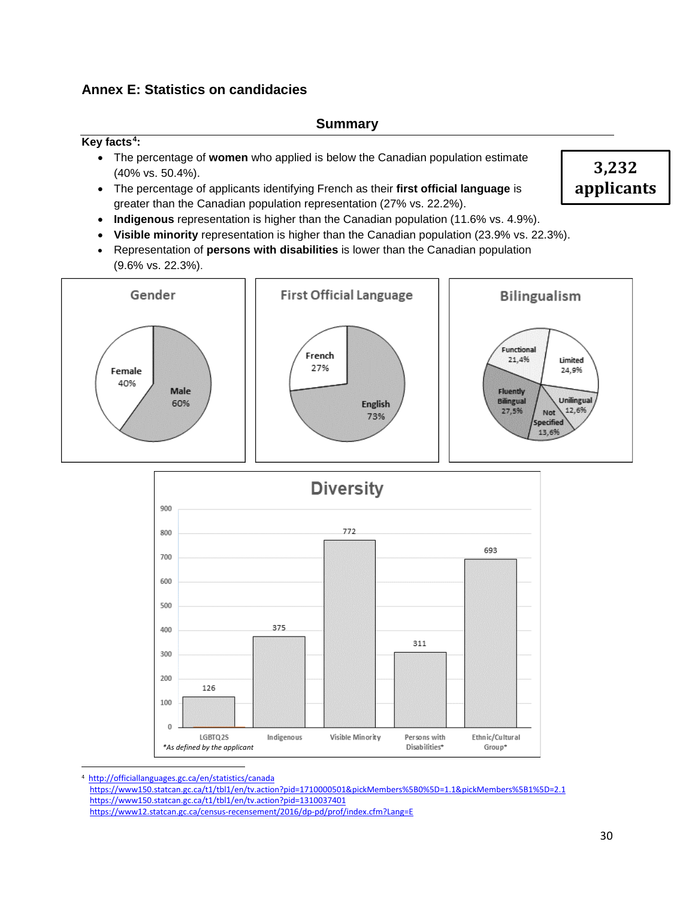## Annex E: Statistics on candidacies

### Summary

**Key facts**[4]**:**

- The percentage of **women** who applied is below the Canadian population estimate (40% vs. 50.4%).
- The percentage of applicants identifying French as their **first official language** is greater than the Canadian population representation (27% vs. 22.2%).
- **Indigenous** representation is higher than the Canadian population (11.6% vs. 4.9%).
- **Visible minority** representation is higher than the Canadian population (23.9% vs. 22.3%).
- Representation of **persons with disabilities** is lower than the Canadian population (9.6% vs. 22.3%).

**3,232 applicants**

Gender

Female 40%

Male 60%

First Official Language

French 27%

English 73%

Bilingualism

Functional 21,4%

Limited 24,9%

Fluently Bilingual 27,5%

Not Specified 13,6%

Unilingual 12,6%

Diversity

900
800
700
600
500
400
300
200
100
0

126 LGBTQ2S

375 Indigenous

772 Visible Minority

311 Persons with Disabilities*

693 Ethnic/Cultural Group*

*As defined by the applicant

4 http://officiallanguages.gc.ca/en/statistics/canada
https://www150.statcan.gc.ca/t1/tbl1/en/tv.action?pid=1710000501&pickMembers%5B0%5D=1.1&pickMembers%5B1%5D=2.1
https://www150.statcan.gc.ca/t1/tbl1/en/tv.action?pid=1310037401
https://www12.statcan.gc.ca/census-recensement/2016/dp-pd/prof/index.cfm?Lang=E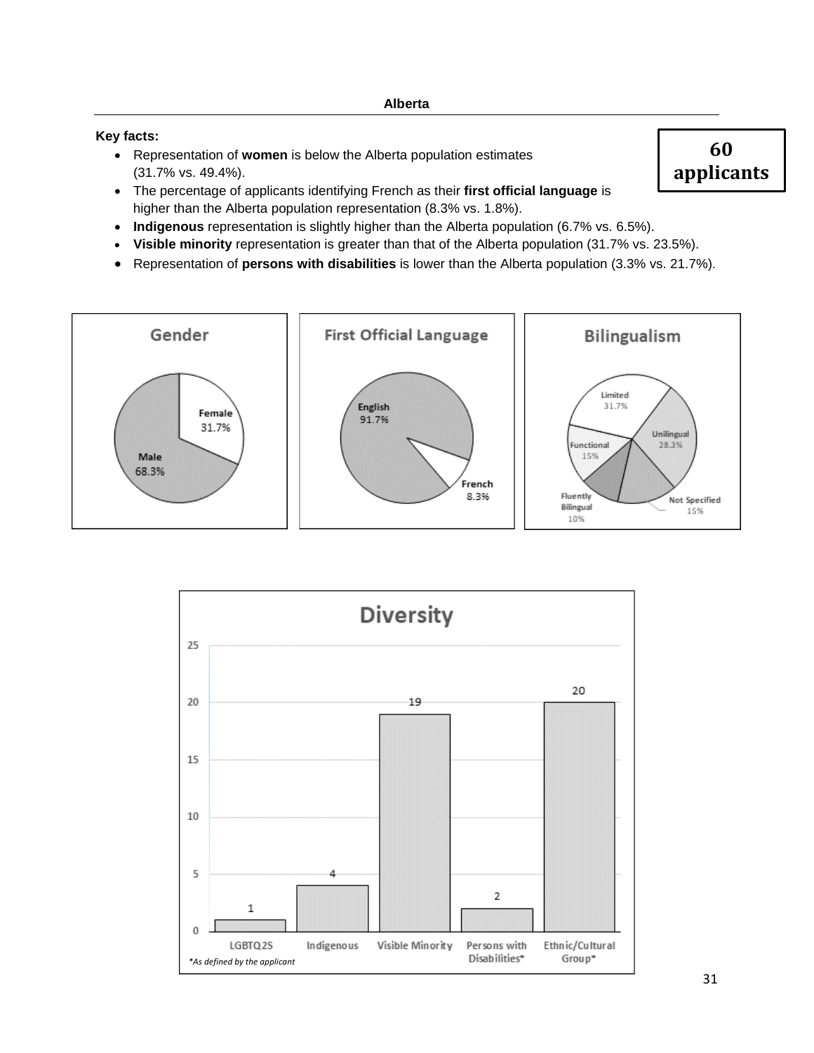## Alberta

**Key facts:**

**60 applicants**

- Representation of **women** is below the Alberta population estimates (31.7% vs. 49.4%).
- The percentage of applicants identifying French as their **first official language** is higher than the Alberta population representation (8.3% vs. 1.8%).
- **Indigenous** representation is slightly higher than the Alberta population (6.7% vs. 6.5%).
- **Visible minority** representation is greater than that of the Alberta population (31.7% vs. 23.5%).
- Representation of **persons with disabilities** is lower than the Alberta population (3.3% vs. 21.7%).

Gender

Female 31.7%
Male 68.3%

First Official Language

English 91.7%
French 8.3%

Bilingualism

Limited 31.7%
Unilingual 28.3%
Functional 15%
Fluently Bilingual 10%
Not Specified 15%

Diversity

25
20
15
10
5
0

LGBTQ2S 1
Indigenous 4
Visible Minority 19
Persons with Disabilities* 2
Ethnic/Cultural Group* 20

*As defined by the applicant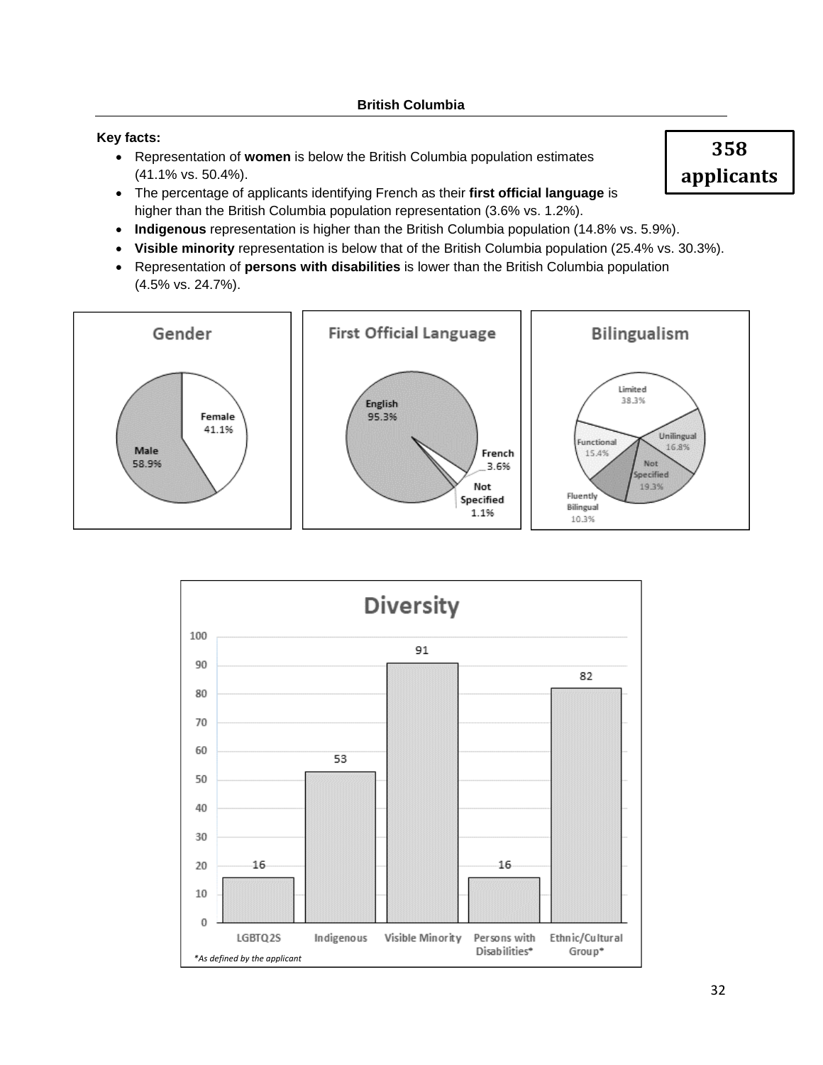## British Columbia

**358 applicants**

**Key facts:**

- Representation of **women** is below the British Columbia population estimates (41.1% vs. 50.4%).
- The percentage of applicants identifying French as their **first official language** is higher than the British Columbia population representation (3.6% vs. 1.2%).
- **Indigenous** representation is higher than the British Columbia population (14.8% vs. 5.9%).
- **Visible minority** representation is below that of the British Columbia population (25.4% vs. 30.3%).
- Representation of **persons with disabilities** is lower than the British Columbia population (4.5% vs. 24.7%).

Gender

Female 41.1%
Male 58.9%

First Official Language

English 95.3%
French 3.6%
Not Specified 1.1%

Bilingualism

Limited 38.3%
Unilingual 16.8%
Not Specified 19.3%
Fluently Bilingual 10.3%
Functional 15.4%

Diversity

100
90
80
70
60
50
40
30
20
10
0

16 LGBTQ2S
53 Indigenous
91 Visible Minority
16 Persons with Disabilities*
82 Ethnic/Cultural Group*

*As defined by the applicant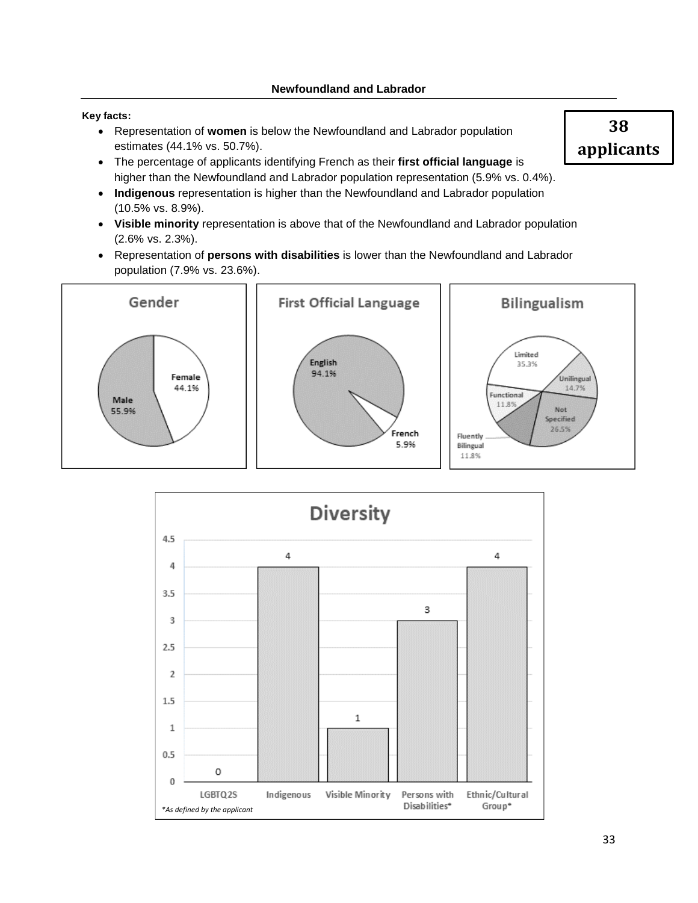## Newfoundland and Labrador

**38 applicants**

**Key facts:**

- Representation of **women** is below the Newfoundland and Labrador population estimates (44.1% vs. 50.7%).
- The percentage of applicants identifying French as their **first official language** is higher than the Newfoundland and Labrador population representation (5.9% vs. 0.4%).
- **Indigenous** representation is higher than the Newfoundland and Labrador population (10.5% vs. 8.9%).
- **Visible minority** representation is above that of the Newfoundland and Labrador population (2.6% vs. 2.3%).
- Representation of **persons with disabilities** is lower than the Newfoundland and Labrador population (7.9% vs. 23.6%).

Gender

Female 44.1%

Male 55.9%

First Official Language

English 94.1%

French 5.9%

Bilingualism

Limited 35.3%

Unilingual 14.7%

Functional 11.8%

Not Specified 26.5%

Fluently Bilingual 11.8%

Diversity

4.5

4

3.5

3

2.5

2

1.5

1

0.5

0

LGBTQ2S 0

Indigenous 4

Visible Minority 1

Persons with Disabilities* 3

Ethnic/Cultural Group* 4

*As defined by the applicant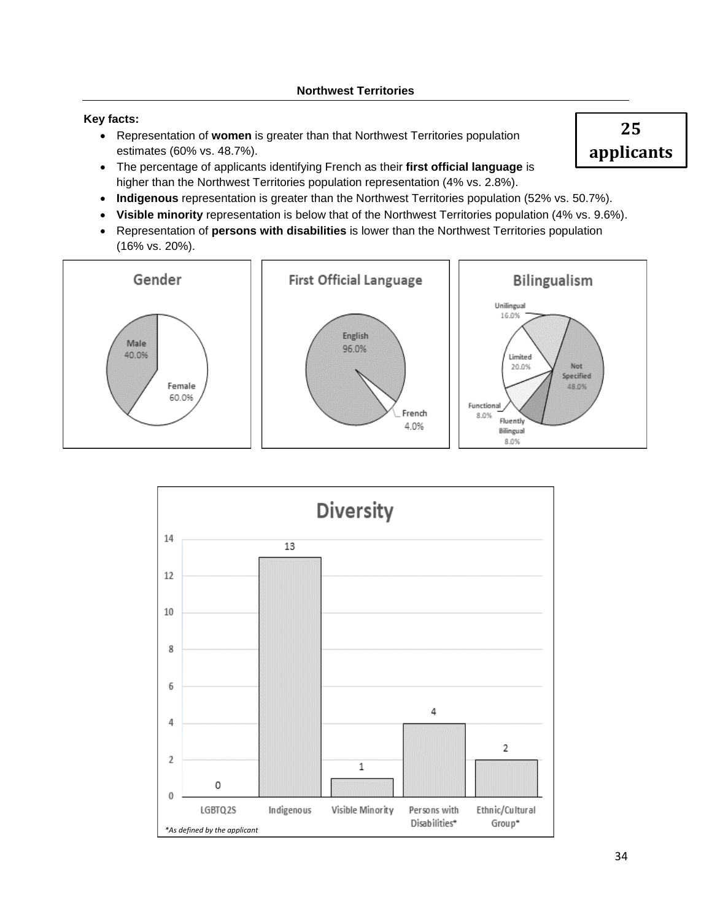## Northwest Territories

**25 applicants**

**Key facts:**

- Representation of **women** is greater than that Northwest Territories population estimates (60% vs. 48.7%).
- The percentage of applicants identifying French as their **first official language** is higher than the Northwest Territories population representation (4% vs. 2.8%).
- **Indigenous** representation is greater than the Northwest Territories population (52% vs. 50.7%).
- **Visible minority** representation is below that of the Northwest Territories population (4% vs. 9.6%).
- Representation of **persons with disabilities** is lower than the Northwest Territories population (16% vs. 20%).

Gender

Male 40.0%

Female 60.0%

First Official Language

English 96.0%

French 4.0%

Bilingualism

Unilingual 16.0%

Limited 20.0%

Not Specified 48.0%

Functional 8.0%

Fluently Bilingual 8.0%

Diversity

14
12
10
8
6
4
2
0

LGBTQ2S 0

Indigenous 13

Visible Minority 1

Persons with Disabilities* 4

Ethnic/Cultural Group* 2

*As defined by the applicant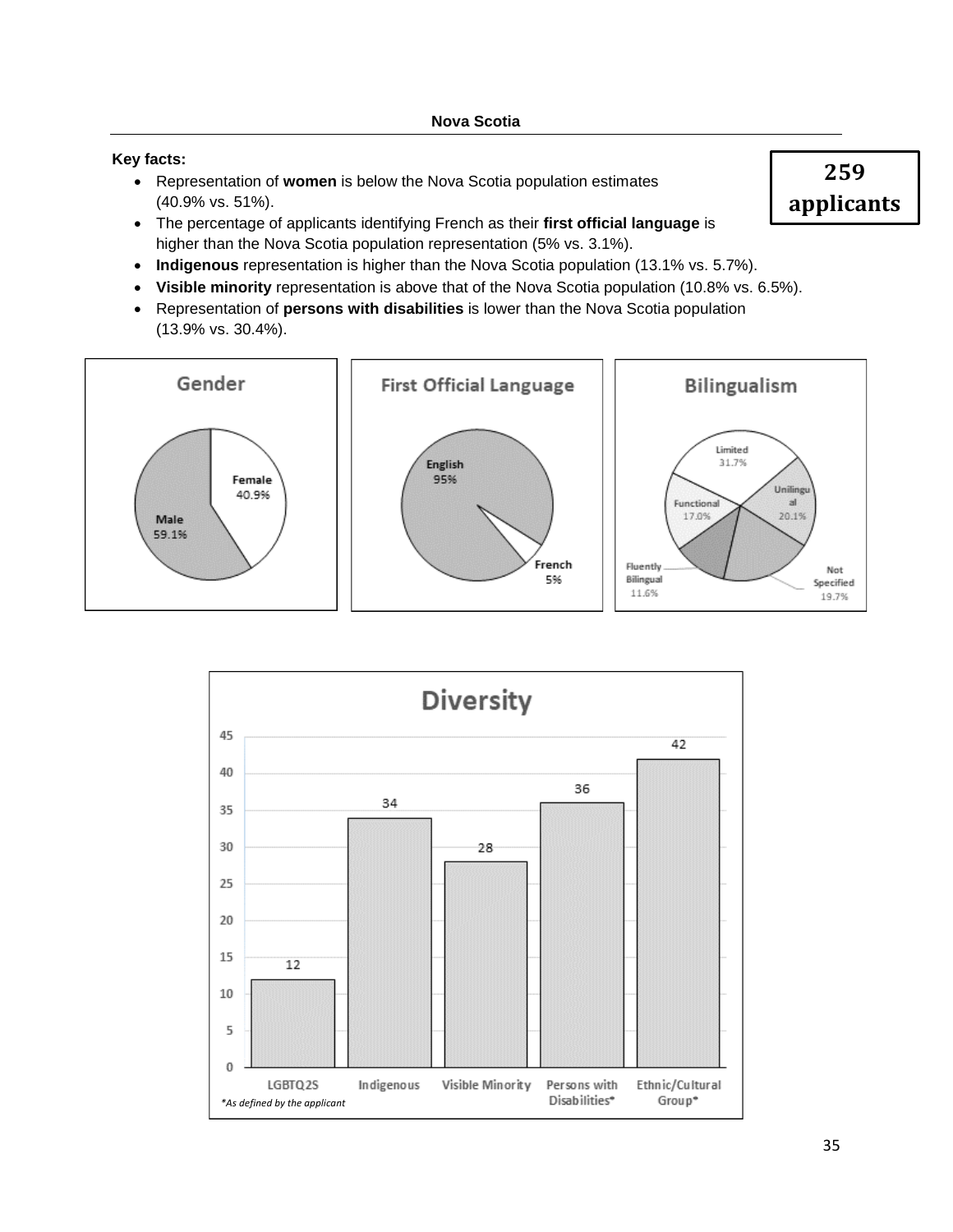## Nova Scotia

**259 applicants**

**Key facts:**

- Representation of **women** is below the Nova Scotia population estimates (40.9% vs. 51%).
- The percentage of applicants identifying French as their **first official language** is higher than the Nova Scotia population representation (5% vs. 3.1%).
- **Indigenous** representation is higher than the Nova Scotia population (13.1% vs. 5.7%).
- **Visible minority** representation is above that of the Nova Scotia population (10.8% vs. 6.5%).
- Representation of **persons with disabilities** is lower than the Nova Scotia population (13.9% vs. 30.4%).

Gender

Female 40.9%

Male 59.1%

First Official Language

English 95%

French 5%

Bilingualism

Limited 31.7%

Unilingual 20.1%

Not Specified 19.7%

Fluently Bilingual 11.6%

Functional 17.0%

Diversity

45
40
35
30
25
20
15
10
5
0

12
34
28
36
42

LGBTQ2S
Indigenous
Visible Minority
Persons with Disabilities*
Ethnic/Cultural Group*

*As defined by the applicant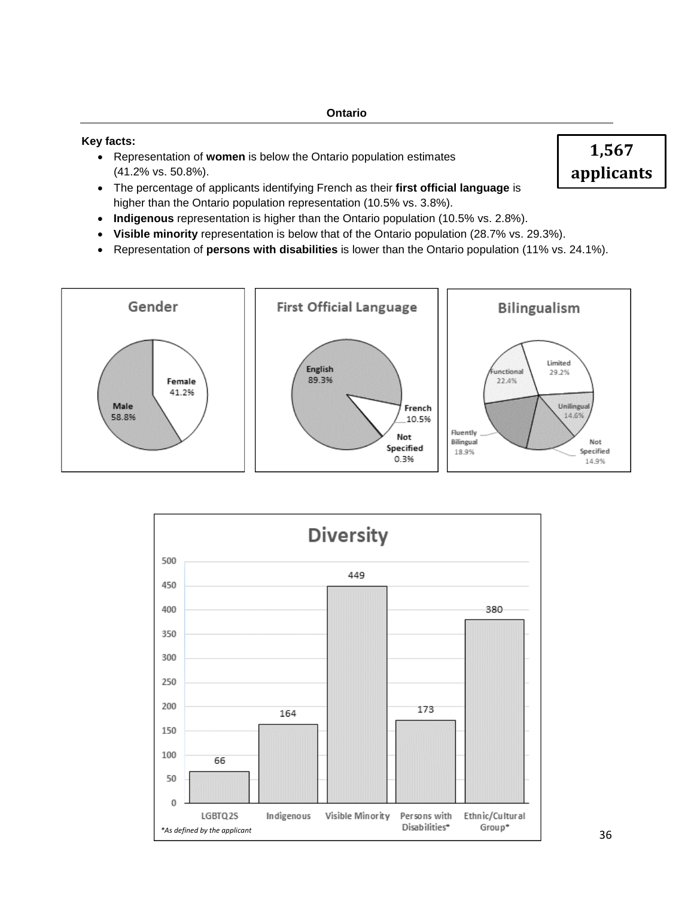## Ontario

**Key facts:**

- Representation of **women** is below the Ontario population estimates (41.2% vs. 50.8%).
- The percentage of applicants identifying French as their **first official language** is higher than the Ontario population representation (10.5% vs. 3.8%).
- **Indigenous** representation is higher than the Ontario population (10.5% vs. 2.8%).
- **Visible minority** representation is below that of the Ontario population (28.7% vs. 29.3%).
- Representation of **persons with disabilities** is lower than the Ontario population (11% vs. 24.1%).

**1,567 applicants**

Gender

Female 41.2%
Male 58.8%

First Official Language

English 89.3%
French 10.5%
Not Specified 0.3%

Bilingualism

Limited 29.2%
Functional 22.4%
Unilingual 14.6%
Fluently Bilingual 18.9%
Not Specified 14.9%

Diversity

0
50
100
150
200
250
300
350
400
450
500

LGBTQ2S 66
Indigenous 164
Visible Minority 449
Persons with Disabilities* 173
Ethnic/Cultural Group* 380

*As defined by the applicant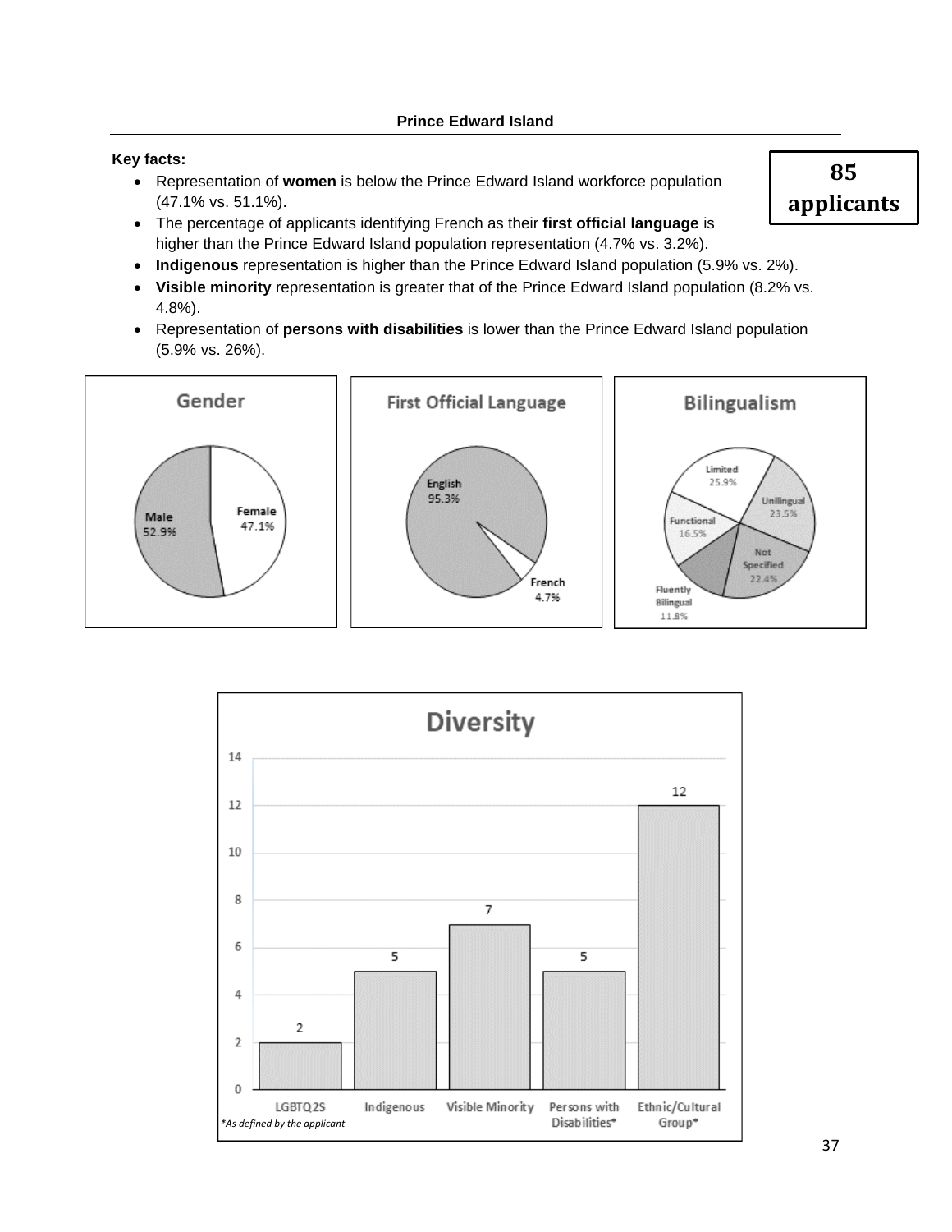## Prince Edward Island

**Key facts:**

**85 applicants**

- Representation of **women** is below the Prince Edward Island workforce population (47.1% vs. 51.1%).
- The percentage of applicants identifying French as their **first official language** is higher than the Prince Edward Island population representation (4.7% vs. 3.2%).
- **Indigenous** representation is higher than the Prince Edward Island population (5.9% vs. 2%).
- **Visible minority** representation is greater that of the Prince Edward Island population (8.2% vs. 4.8%).
- Representation of **persons with disabilities** is lower than the Prince Edward Island population (5.9% vs. 26%).

Gender

Male 52.9%
Female 47.1%

First Official Language

English 95.3%
French 4.7%

Bilingualism

Limited 25.9%
Unilingual 23.5%
Not Specified 22.4%
Fluently Bilingual 11.8%
Functional 16.5%

Diversity

14
12
10
8
6
4
2
0

2
5
7
5
12

LGBTQ2S
Indigenous
Visible Minority
Persons with Disabilities*
Ethnic/Cultural Group*

*As defined by the applicant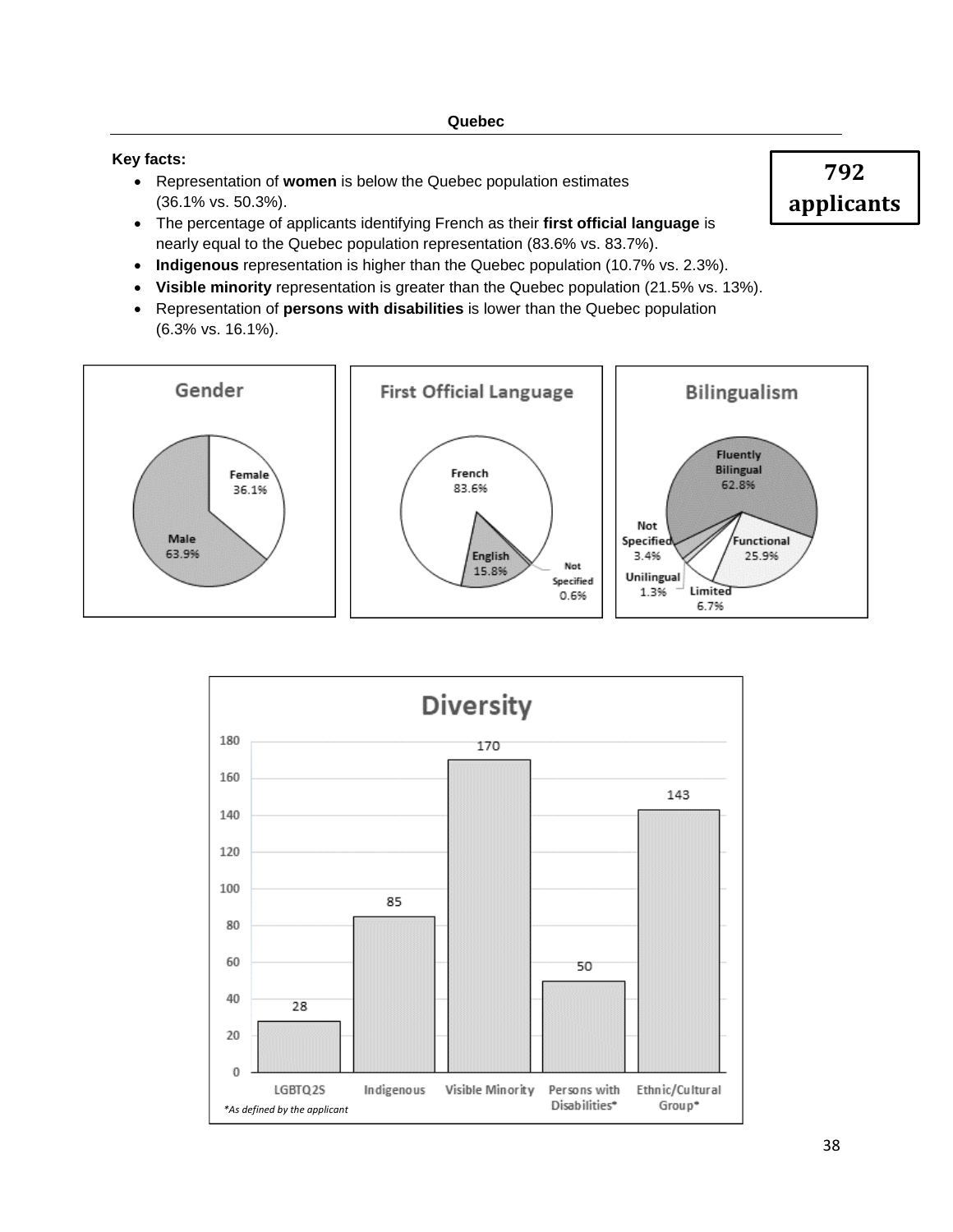## Quebec

**Key facts:**

- Representation of **women** is below the Quebec population estimates (36.1% vs. 50.3%).
- The percentage of applicants identifying French as their **first official language** is nearly equal to the Quebec population representation (83.6% vs. 83.7%).
- **Indigenous** representation is higher than the Quebec population (10.7% vs. 2.3%).
- **Visible minority** representation is greater than the Quebec population (21.5% vs. 13%).
- Representation of **persons with disabilities** is lower than the Quebec population (6.3% vs. 16.1%).

**792 applicants**

Gender

Female 36.1%
Male 63.9%

First Official Language

French 83.6%
English 15.8%
Not Specified 0.6%

Bilingualism

Fluently Bilingual 62.8%
Functional 25.9%
Limited 6.7%
Unilingual 1.3%
Not Specified 3.4%

Diversity

180
160
140
120
100
80
60
40
20
0

LGBTQ2S 28
Indigenous 85
Visible Minority 170
Persons with Disabilities* 50
Ethnic/Cultural Group* 143

*As defined by the applicant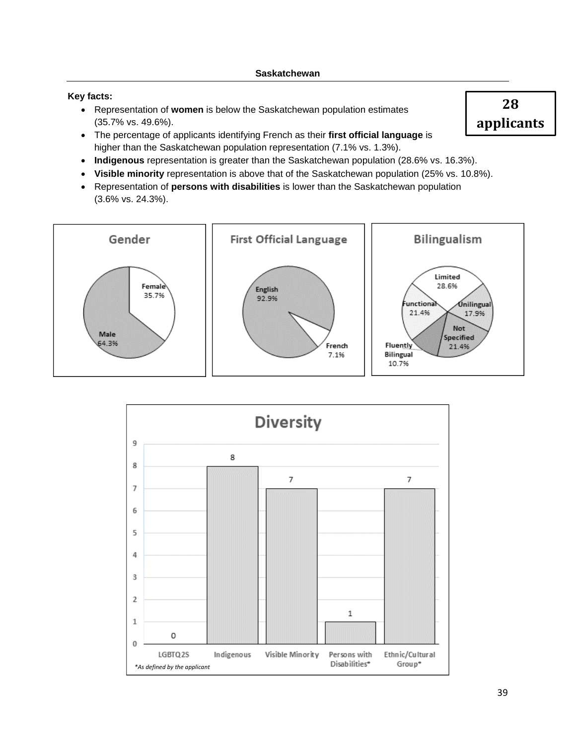## Saskatchewan

**28 applicants**

**Key facts:**

- Representation of **women** is below the Saskatchewan population estimates (35.7% vs. 49.6%).
- The percentage of applicants identifying French as their **first official language** is higher than the Saskatchewan population representation (7.1% vs. 1.3%).
- **Indigenous** representation is greater than the Saskatchewan population (28.6% vs. 16.3%).
- **Visible minority** representation is above that of the Saskatchewan population (25% vs. 10.8%).
- Representation of **persons with disabilities** is lower than the Saskatchewan population (3.6% vs. 24.3%).

Gender

Female 35.7%

Male 64.3%

First Official Language

English 92.9%

French 7.1%

Bilingualism

Limited 28.6%

Unilingual 17.9%

Not Specified 21.4%

Fluently Bilingual 10.7%

Functional 21.4%

Diversity

9
8
7
6
5
4
3
2
1
0

0 LGBTQ2S

8 Indigenous

7 Visible Minority

1 Persons with Disabilities*

7 Ethnic/Cultural Group*

*As defined by the applicant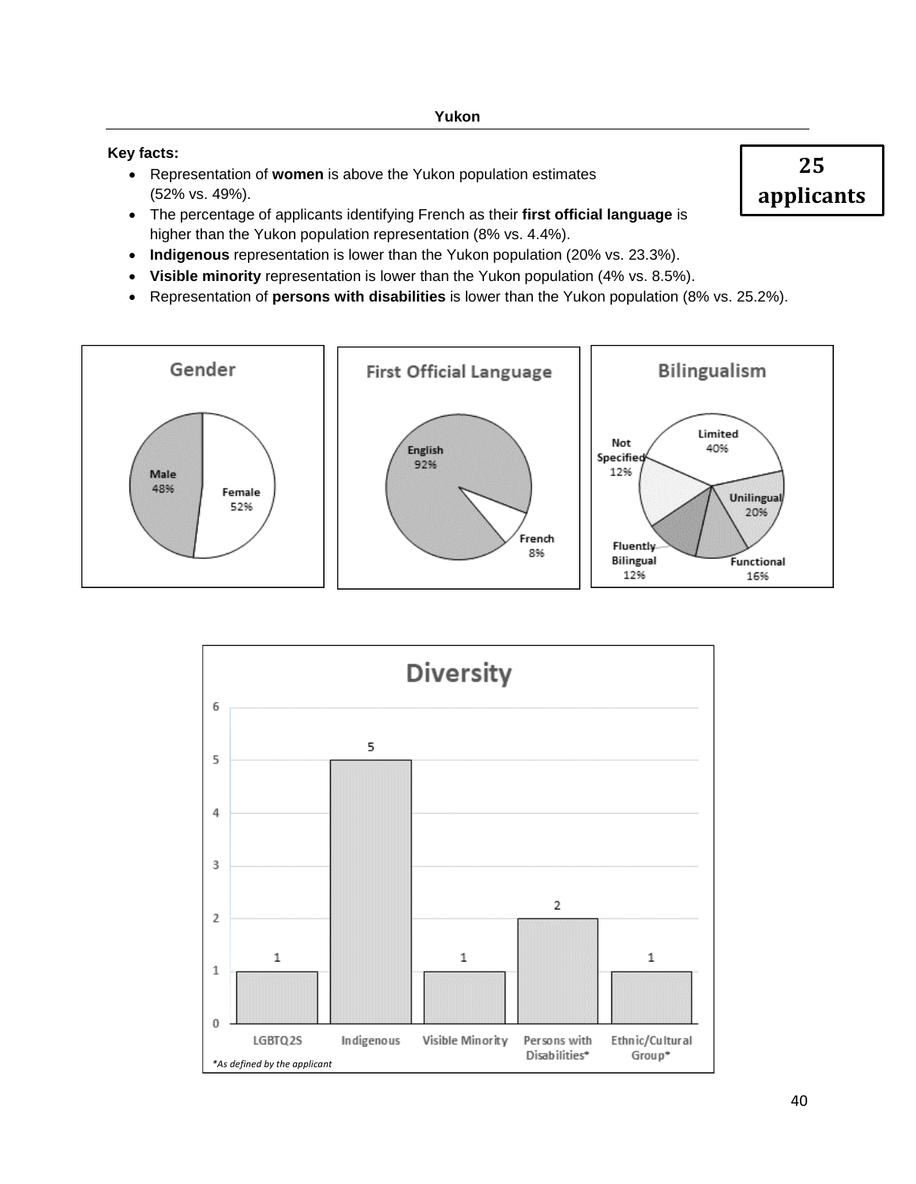## Yukon

**Key facts:**

**25 applicants**

- Representation of **women** is above the Yukon population estimates (52% vs. 49%).
- The percentage of applicants identifying French as their **first official language** is higher than the Yukon population representation (8% vs. 4.4%).
- **Indigenous** representation is lower than the Yukon population (20% vs. 23.3%).
- **Visible minority** representation is lower than the Yukon population (4% vs. 8.5%).
- Representation of **persons with disabilities** is lower than the Yukon population (8% vs. 25.2%).

Gender

Male 48%

Female 52%

First Official Language

English 92%

French 8%

Bilingualism

Limited 40%

Unilingual 20%

Functional 16%

Fluently Bilingual 12%

Not Specified 12%

Diversity

0
1
2
3
4
5
6

LGBTQ2S 1

Indigenous 5

Visible Minority 1

Persons with Disabilities* 2

Ethnic/Cultural Group* 1

*As defined by the applicant